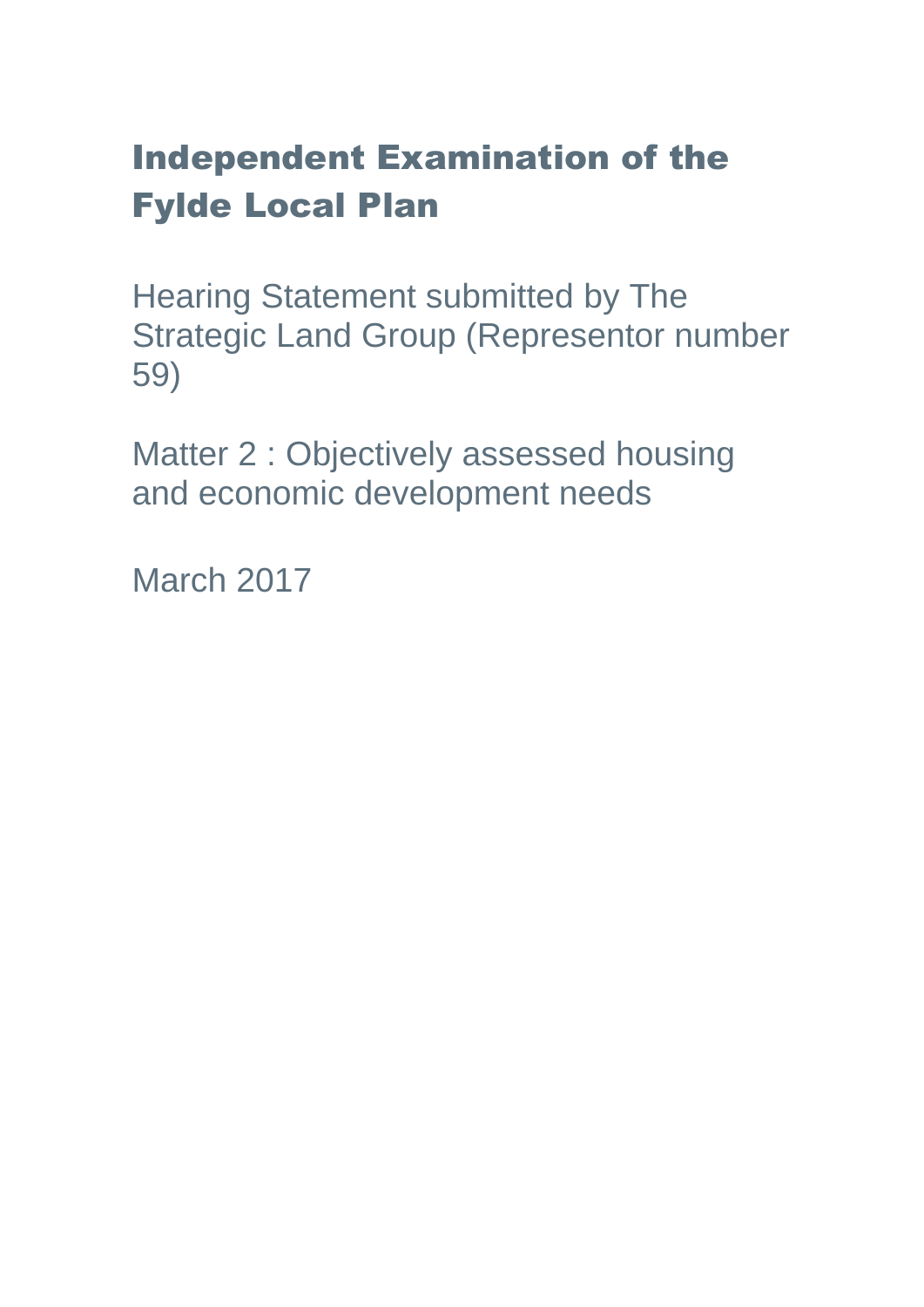# Independent Examination of the Fylde Local Plan

Hearing Statement submitted by The Strategic Land Group (Representor number 59)

Matter 2 : Objectively assessed housing and economic development needs

March 2017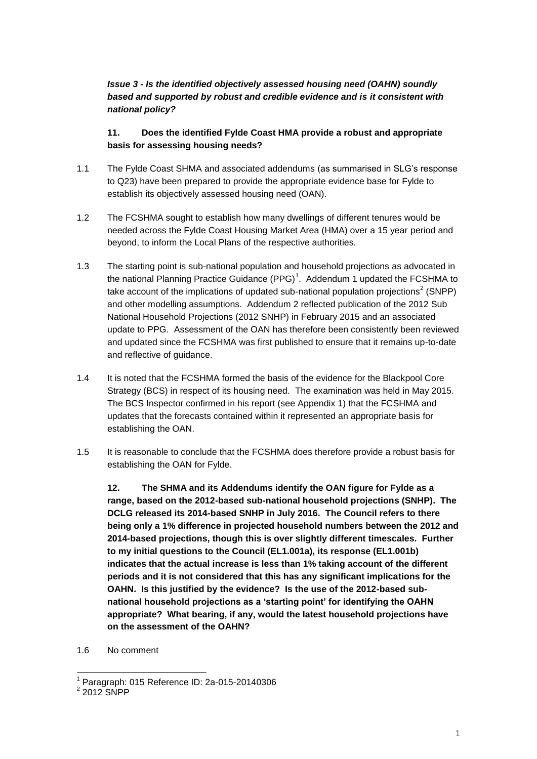***Issue 3 - Is the identified objectively assessed housing need (OAHN) soundly based and supported by robust and credible evidence and is it consistent with national policy?***

**11. Does the identified Fylde Coast HMA provide a robust and appropriate basis for assessing housing needs?**

1.1 The Fylde Coast SHMA and associated addendums (as summarised in SLG's response to Q23) have been prepared to provide the appropriate evidence base for Fylde to establish its objectively assessed housing need (OAN).

1.2 The FCSHMA sought to establish how many dwellings of different tenures would be needed across the Fylde Coast Housing Market Area (HMA) over a 15 year period and beyond, to inform the Local Plans of the respective authorities.

1.3 The starting point is sub-national population and household projections as advocated in the national Planning Practice Guidance (PPG)[1]. Addendum 1 updated the FCSHMA to take account of the implications of updated sub-national population projections[2] (SNPP) and other modelling assumptions. Addendum 2 reflected publication of the 2012 Sub National Household Projections (2012 SNHP) in February 2015 and an associated update to PPG. Assessment of the OAN has therefore been consistently been reviewed and updated since the FCSHMA was first published to ensure that it remains up-to-date and reflective of guidance.

1.4 It is noted that the FCSHMA formed the basis of the evidence for the Blackpool Core Strategy (BCS) in respect of its housing need. The examination was held in May 2015. The BCS Inspector confirmed in his report (see Appendix 1) that the FCSHMA and updates that the forecasts contained within it represented an appropriate basis for establishing the OAN.

1.5 It is reasonable to conclude that the FCSHMA does therefore provide a robust basis for establishing the OAN for Fylde.

**12. The SHMA and its Addendums identify the OAN figure for Fylde as a range, based on the 2012-based sub-national household projections (SNHP). The DCLG released its 2014-based SNHP in July 2016. The Council refers to there being only a 1% difference in projected household numbers between the 2012 and 2014-based projections, though this is over slightly different timescales. Further to my initial questions to the Council (EL1.001a), its response (EL1.001b) indicates that the actual increase is less than 1% taking account of the different periods and it is not considered that this has any significant implications for the OAHN. Is this justified by the evidence? Is the use of the 2012-based sub-national household projections as a 'starting point' for identifying the OAHN appropriate? What bearing, if any, would the latest household projections have on the assessment of the OAHN?**

1.6 No comment

[1] Paragraph: 015 Reference ID: 2a-015-20140306

[2] 2012 SNPP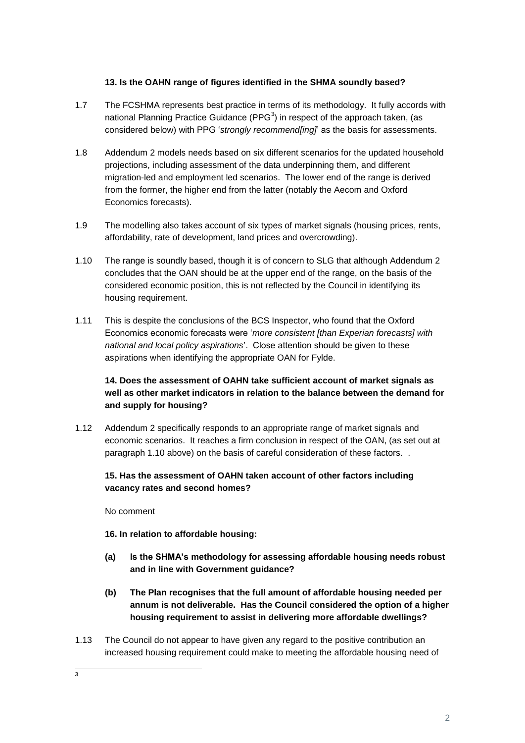**13. Is the OAHN range of figures identified in the SHMA soundly based?**

1.7 The FCSHMA represents best practice in terms of its methodology. It fully accords with national Planning Practice Guidance (PPG[3]) in respect of the approach taken, (as considered below) with PPG '*strongly recommend[ing]*' as the basis for assessments.

1.8 Addendum 2 models needs based on six different scenarios for the updated household projections, including assessment of the data underpinning them, and different migration-led and employment led scenarios. The lower end of the range is derived from the former, the higher end from the latter (notably the Aecom and Oxford Economics forecasts).

1.9 The modelling also takes account of six types of market signals (housing prices, rents, affordability, rate of development, land prices and overcrowding).

1.10 The range is soundly based, though it is of concern to SLG that although Addendum 2 concludes that the OAN should be at the upper end of the range, on the basis of the considered economic position, this is not reflected by the Council in identifying its housing requirement.

1.11 This is despite the conclusions of the BCS Inspector, who found that the Oxford Economics economic forecasts were '*more consistent [than Experian forecasts] with national and local policy aspirations*'. Close attention should be given to these aspirations when identifying the appropriate OAN for Fylde.

**14. Does the assessment of OAHN take sufficient account of market signals as well as other market indicators in relation to the balance between the demand for and supply for housing?**

1.12 Addendum 2 specifically responds to an appropriate range of market signals and economic scenarios. It reaches a firm conclusion in respect of the OAN, (as set out at paragraph 1.10 above) on the basis of careful consideration of these factors. .

**15. Has the assessment of OAHN taken account of other factors including vacancy rates and second homes?**

No comment

**16. In relation to affordable housing:**

**(a) Is the SHMA's methodology for assessing affordable housing needs robust and in line with Government guidance?**

**(b) The Plan recognises that the full amount of affordable housing needed per annum is not deliverable. Has the Council considered the option of a higher housing requirement to assist in delivering more affordable dwellings?**

1.13 The Council do not appear to have given any regard to the positive contribution an increased housing requirement could make to meeting the affordable housing need of

---

[3]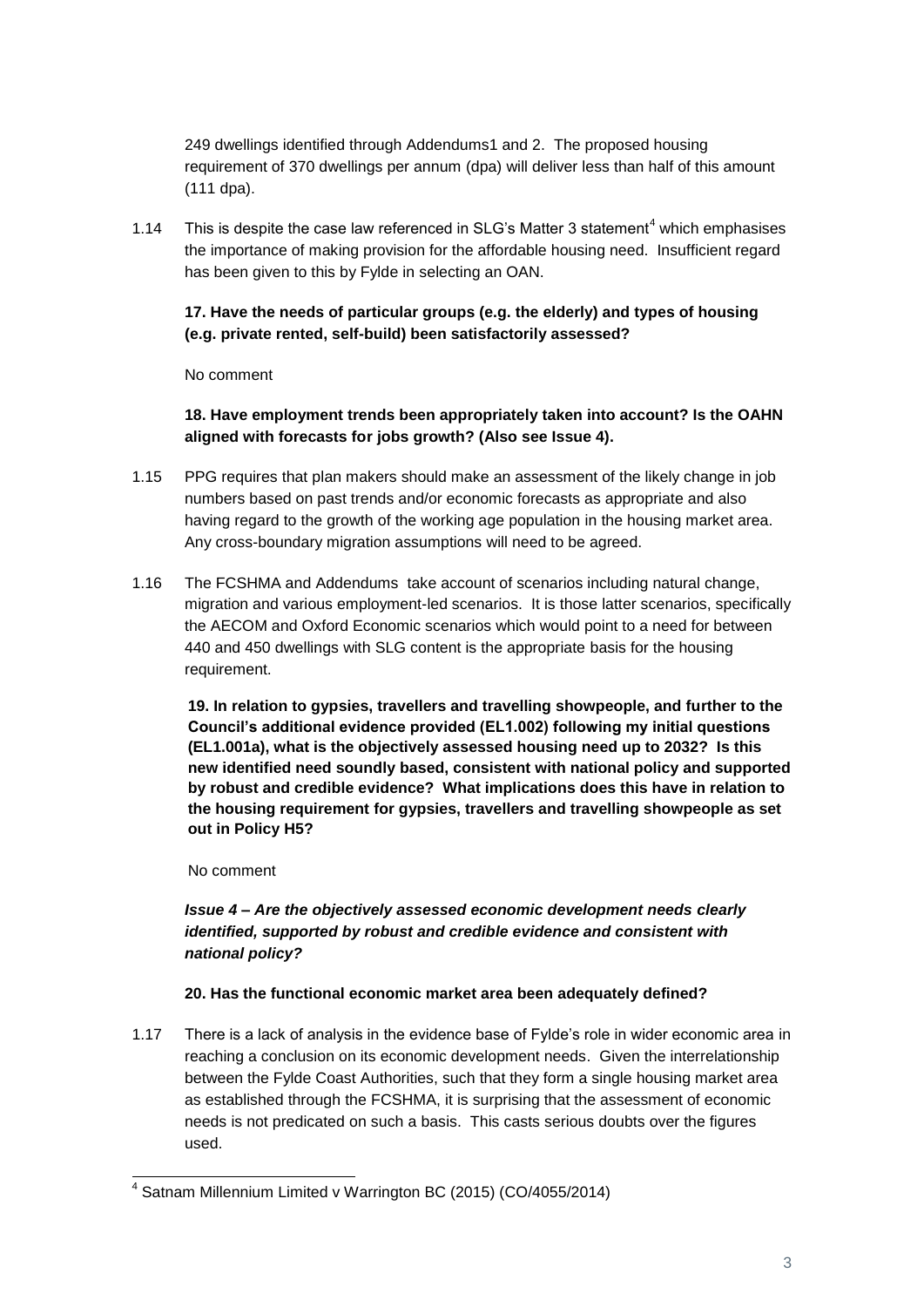249 dwellings identified through Addendums1 and 2. The proposed housing requirement of 370 dwellings per annum (dpa) will deliver less than half of this amount (111 dpa).

1.14 This is despite the case law referenced in SLG's Matter 3 statement[4] which emphasises the importance of making provision for the affordable housing need. Insufficient regard has been given to this by Fylde in selecting an OAN.

**17. Have the needs of particular groups (e.g. the elderly) and types of housing (e.g. private rented, self-build) been satisfactorily assessed?**

No comment

**18. Have employment trends been appropriately taken into account? Is the OAHN aligned with forecasts for jobs growth? (Also see Issue 4).**

1.15 PPG requires that plan makers should make an assessment of the likely change in job numbers based on past trends and/or economic forecasts as appropriate and also having regard to the growth of the working age population in the housing market area. Any cross-boundary migration assumptions will need to be agreed.

1.16 The FCSHMA and Addendums take account of scenarios including natural change, migration and various employment-led scenarios. It is those latter scenarios, specifically the AECOM and Oxford Economic scenarios which would point to a need for between 440 and 450 dwellings with SLG content is the appropriate basis for the housing requirement.

**19. In relation to gypsies, travellers and travelling showpeople, and further to the Council's additional evidence provided (EL1.002) following my initial questions (EL1.001a), what is the objectively assessed housing need up to 2032? Is this new identified need soundly based, consistent with national policy and supported by robust and credible evidence? What implications does this have in relation to the housing requirement for gypsies, travellers and travelling showpeople as set out in Policy H5?**

No comment

***Issue 4 – Are the objectively assessed economic development needs clearly identified, supported by robust and credible evidence and consistent with national policy?***

**20. Has the functional economic market area been adequately defined?**

1.17 There is a lack of analysis in the evidence base of Fylde's role in wider economic area in reaching a conclusion on its economic development needs. Given the interrelationship between the Fylde Coast Authorities, such that they form a single housing market area as established through the FCSHMA, it is surprising that the assessment of economic needs is not predicated on such a basis. This casts serious doubts over the figures used.

---

[4] Satnam Millennium Limited v Warrington BC (2015) (CO/4055/2014)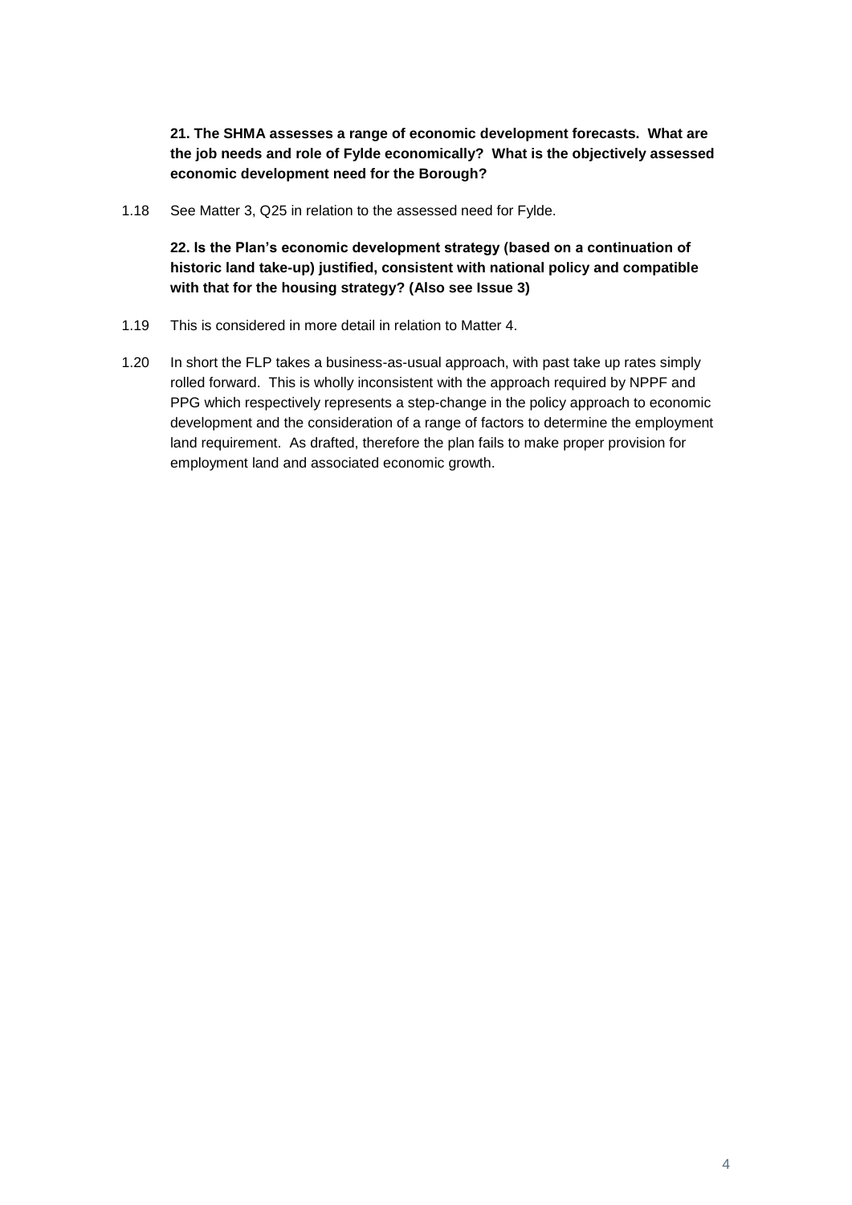**21. The SHMA assesses a range of economic development forecasts. What are the job needs and role of Fylde economically? What is the objectively assessed economic development need for the Borough?**

1.18 See Matter 3, Q25 in relation to the assessed need for Fylde.

**22. Is the Plan's economic development strategy (based on a continuation of historic land take-up) justified, consistent with national policy and compatible with that for the housing strategy? (Also see Issue 3)**

1.19 This is considered in more detail in relation to Matter 4.

1.20 In short the FLP takes a business-as-usual approach, with past take up rates simply rolled forward. This is wholly inconsistent with the approach required by NPPF and PPG which respectively represents a step-change in the policy approach to economic development and the consideration of a range of factors to determine the employment land requirement. As drafted, therefore the plan fails to make proper provision for employment land and associated economic growth.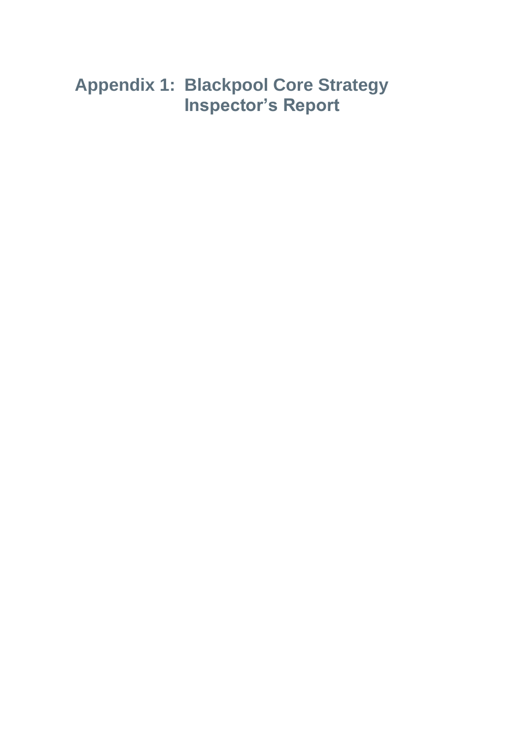# Appendix 1: Blackpool Core Strategy Inspector's Report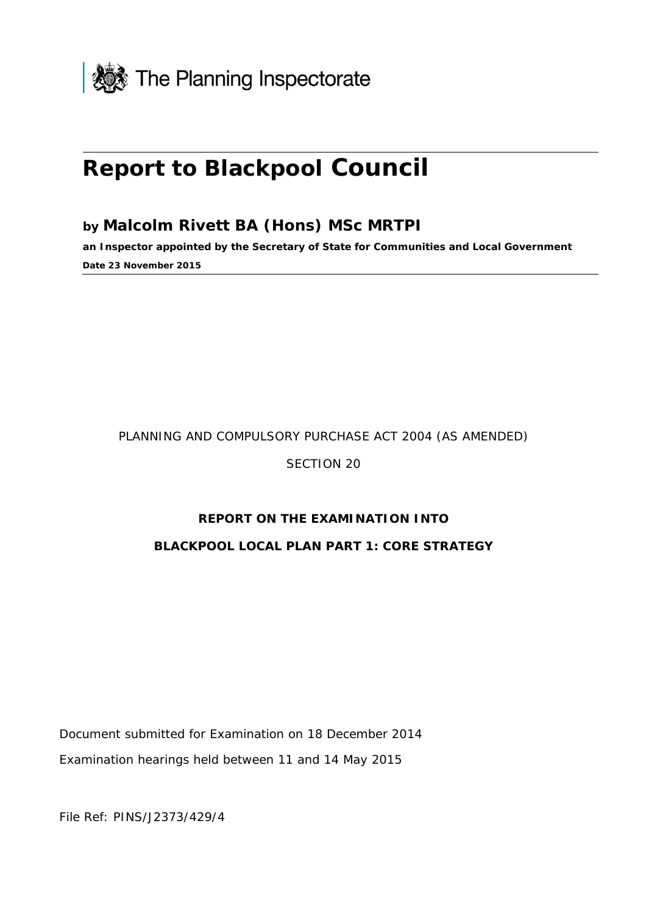The Planning Inspectorate

# Report to Blackpool Council

## by Malcolm Rivett BA (Hons) MSc MRTPI

**an Inspector appointed by the Secretary of State for Communities and Local Government**

**Date 23 November 2015**

PLANNING AND COMPULSORY PURCHASE ACT 2004 (AS AMENDED)

SECTION 20

**REPORT ON THE EXAMINATION INTO**

**BLACKPOOL LOCAL PLAN PART 1: CORE STRATEGY**

Document submitted for Examination on 18 December 2014

Examination hearings held between 11 and 14 May 2015

File Ref: PINS/J2373/429/4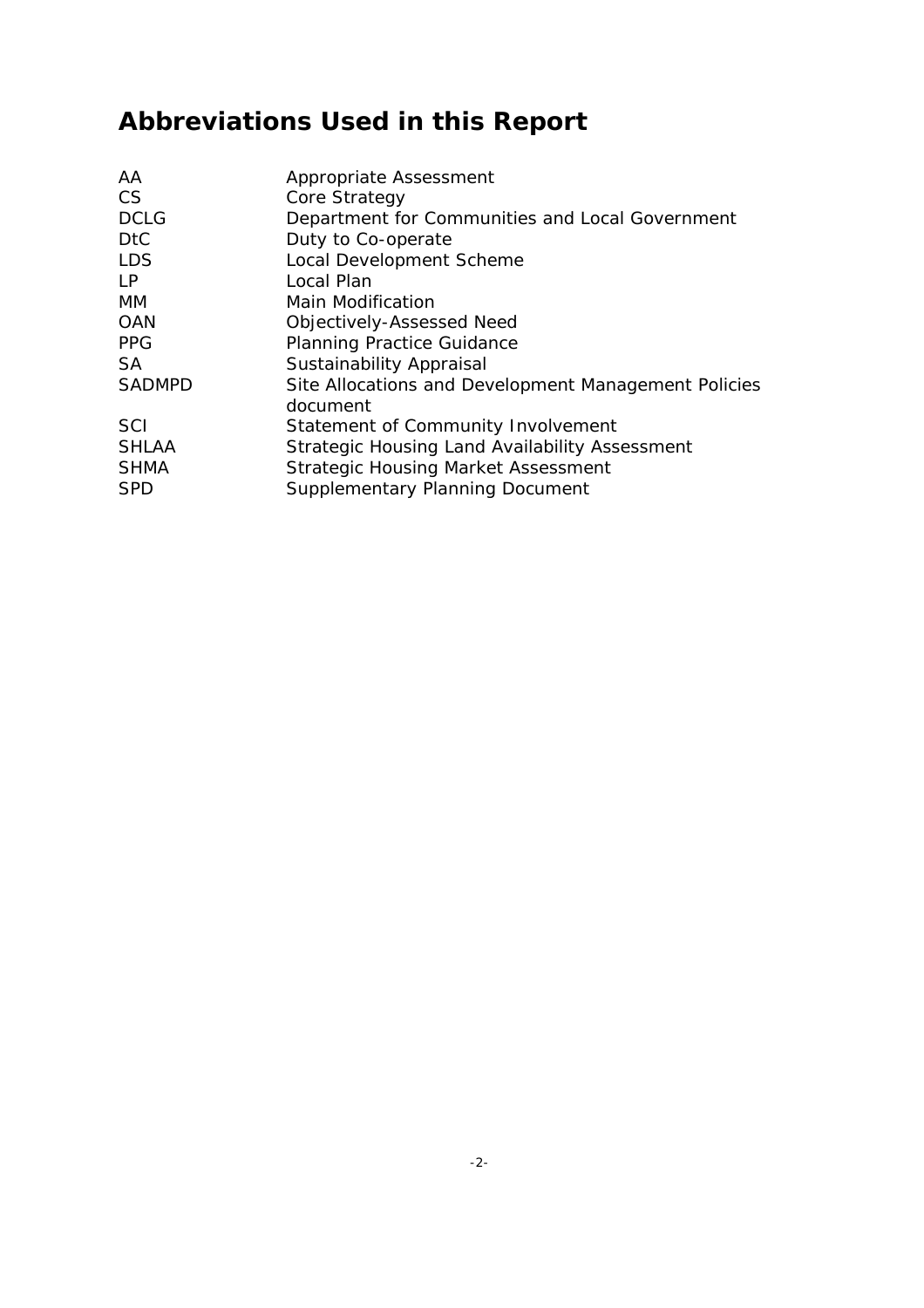# Abbreviations Used in this Report

| | |
|---|---|
| AA | Appropriate Assessment |
| CS | Core Strategy |
| DCLG | Department for Communities and Local Government |
| DtC | Duty to Co-operate |
| LDS | Local Development Scheme |
| LP | Local Plan |
| MM | Main Modification |
| OAN | Objectively-Assessed Need |
| PPG | Planning Practice Guidance |
| SA | Sustainability Appraisal |
| SADMPD | Site Allocations and Development Management Policies document |
| SCI | Statement of Community Involvement |
| SHLAA | Strategic Housing Land Availability Assessment |
| SHMA | Strategic Housing Market Assessment |
| SPD | Supplementary Planning Document |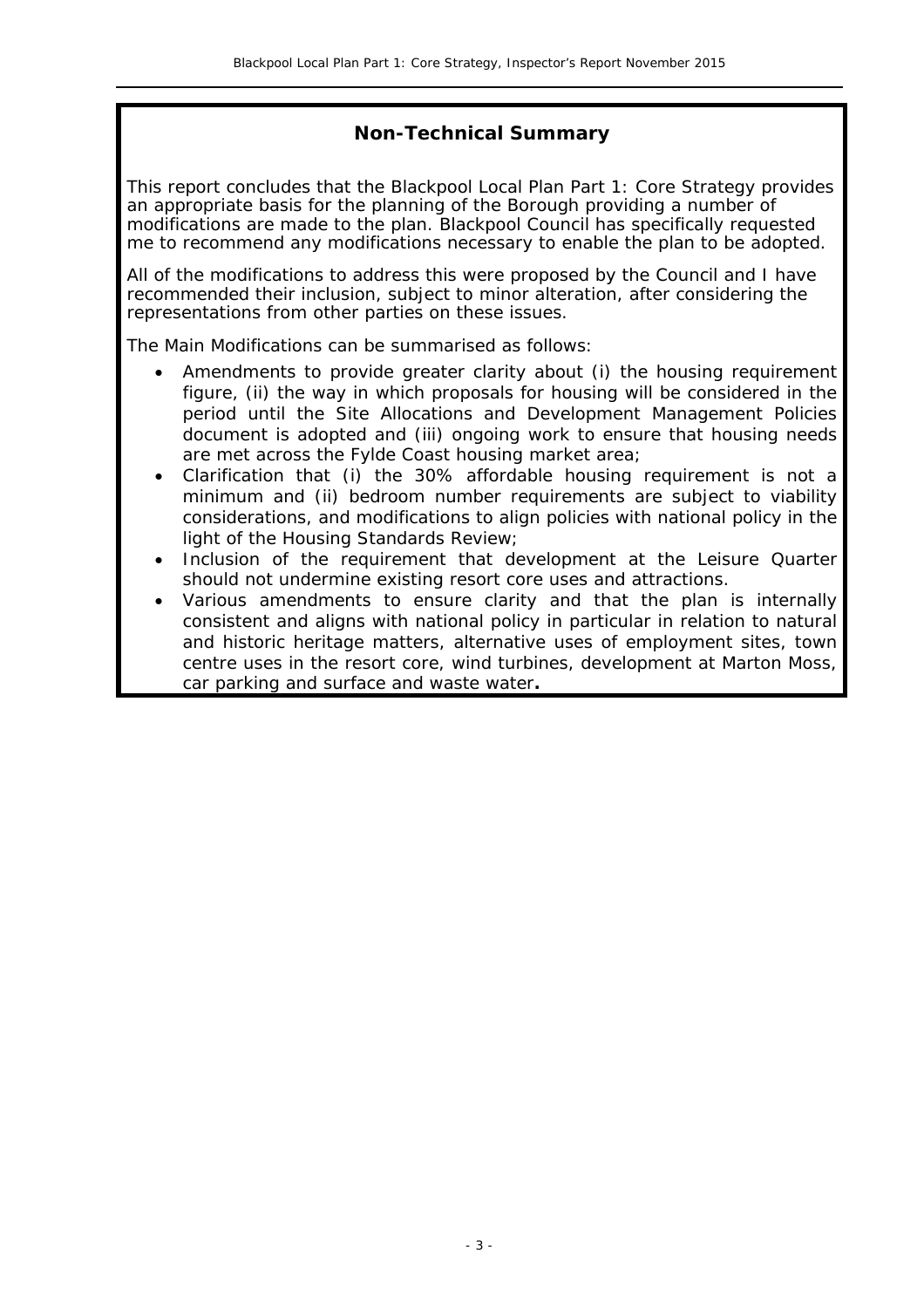## Non-Technical Summary

This report concludes that the Blackpool Local Plan Part 1: Core Strategy provides an appropriate basis for the planning of the Borough providing a number of modifications are made to the plan. Blackpool Council has specifically requested me to recommend any modifications necessary to enable the plan to be adopted.

All of the modifications to address this were proposed by the Council and I have recommended their inclusion, subject to minor alteration, after considering the representations from other parties on these issues.

The Main Modifications can be summarised as follows:

- Amendments to provide greater clarity about (i) the housing requirement figure, (ii) the way in which proposals for housing will be considered in the period until the Site Allocations and Development Management Policies document is adopted and (iii) ongoing work to ensure that housing needs are met across the Fylde Coast housing market area;
- Clarification that (i) the 30% affordable housing requirement is not a minimum and (ii) bedroom number requirements are subject to viability considerations, and modifications to align policies with national policy in the light of the Housing Standards Review;
- Inclusion of the requirement that development at the Leisure Quarter should not undermine existing resort core uses and attractions.
- Various amendments to ensure clarity and that the plan is internally consistent and aligns with national policy in particular in relation to natural and historic heritage matters, alternative uses of employment sites, town centre uses in the resort core, wind turbines, development at Marton Moss, car parking and surface and waste water**.**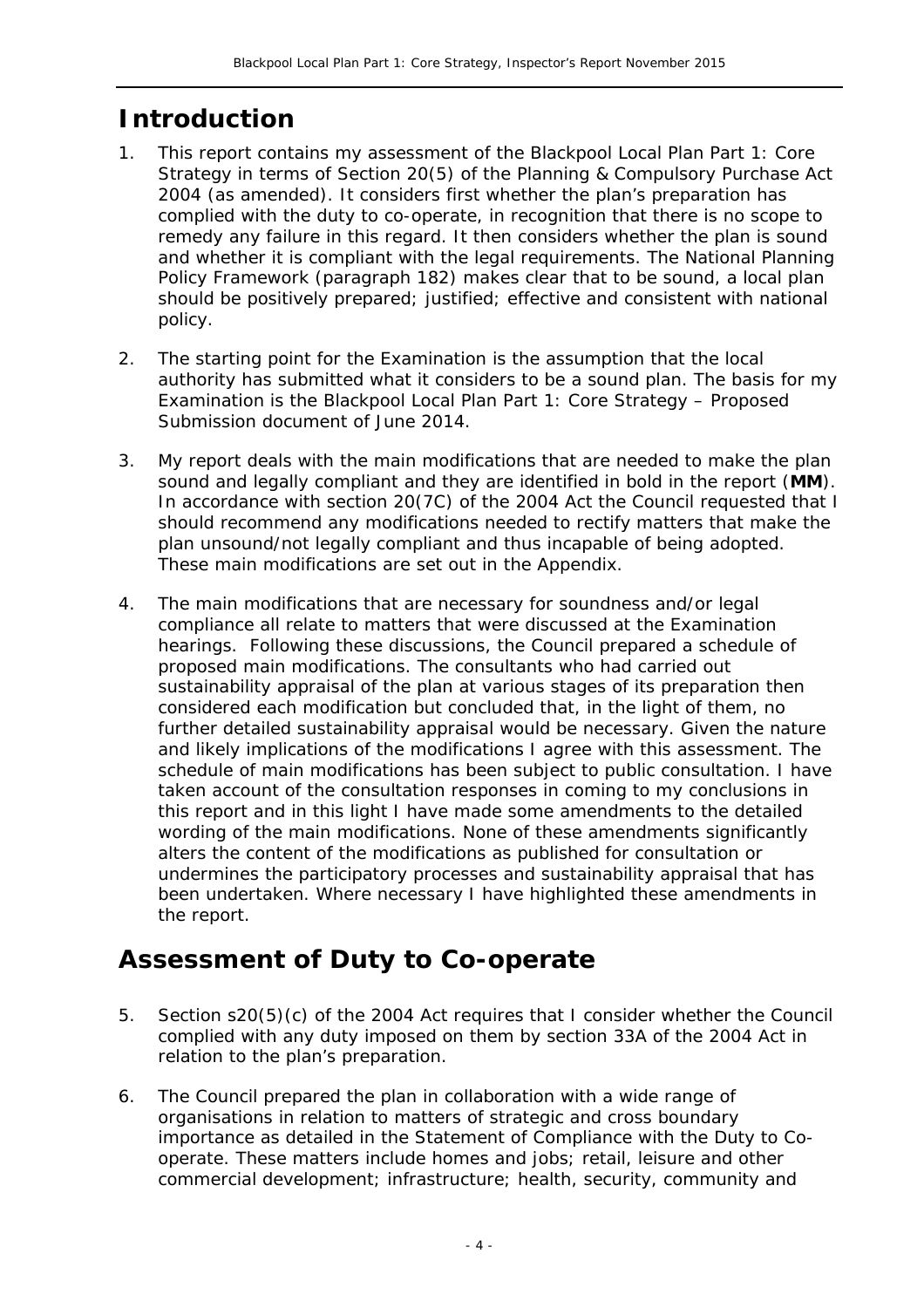## Introduction

1. This report contains my assessment of the Blackpool Local Plan Part 1: Core Strategy in terms of Section 20(5) of the Planning & Compulsory Purchase Act 2004 (as amended). It considers first whether the plan's preparation has complied with the duty to co-operate, in recognition that there is no scope to remedy any failure in this regard. It then considers whether the plan is sound and whether it is compliant with the legal requirements. The National Planning Policy Framework (paragraph 182) makes clear that to be sound, a local plan should be positively prepared; justified; effective and consistent with national policy.

2. The starting point for the Examination is the assumption that the local authority has submitted what it considers to be a sound plan. The basis for my Examination is the Blackpool Local Plan Part 1: Core Strategy – Proposed Submission document of June 2014.

3. My report deals with the main modifications that are needed to make the plan sound and legally compliant and they are identified in bold in the report (**MM**). In accordance with section 20(7C) of the 2004 Act the Council requested that I should recommend any modifications needed to rectify matters that make the plan unsound/not legally compliant and thus incapable of being adopted. These main modifications are set out in the Appendix.

4. The main modifications that are necessary for soundness and/or legal compliance all relate to matters that were discussed at the Examination hearings. Following these discussions, the Council prepared a schedule of proposed main modifications. The consultants who had carried out sustainability appraisal of the plan at various stages of its preparation then considered each modification but concluded that, in the light of them, no further detailed sustainability appraisal would be necessary. Given the nature and likely implications of the modifications I agree with this assessment. The schedule of main modifications has been subject to public consultation. I have taken account of the consultation responses in coming to my conclusions in this report and in this light I have made some amendments to the detailed wording of the main modifications. None of these amendments significantly alters the content of the modifications as published for consultation or undermines the participatory processes and sustainability appraisal that has been undertaken. Where necessary I have highlighted these amendments in the report.

## Assessment of Duty to Co-operate

5. Section s20(5)(c) of the 2004 Act requires that I consider whether the Council complied with any duty imposed on them by section 33A of the 2004 Act in relation to the plan's preparation.

6. The Council prepared the plan in collaboration with a wide range of organisations in relation to matters of strategic and cross boundary importance as detailed in the Statement of Compliance with the Duty to Co-operate. These matters include homes and jobs; retail, leisure and other commercial development; infrastructure; health, security, community and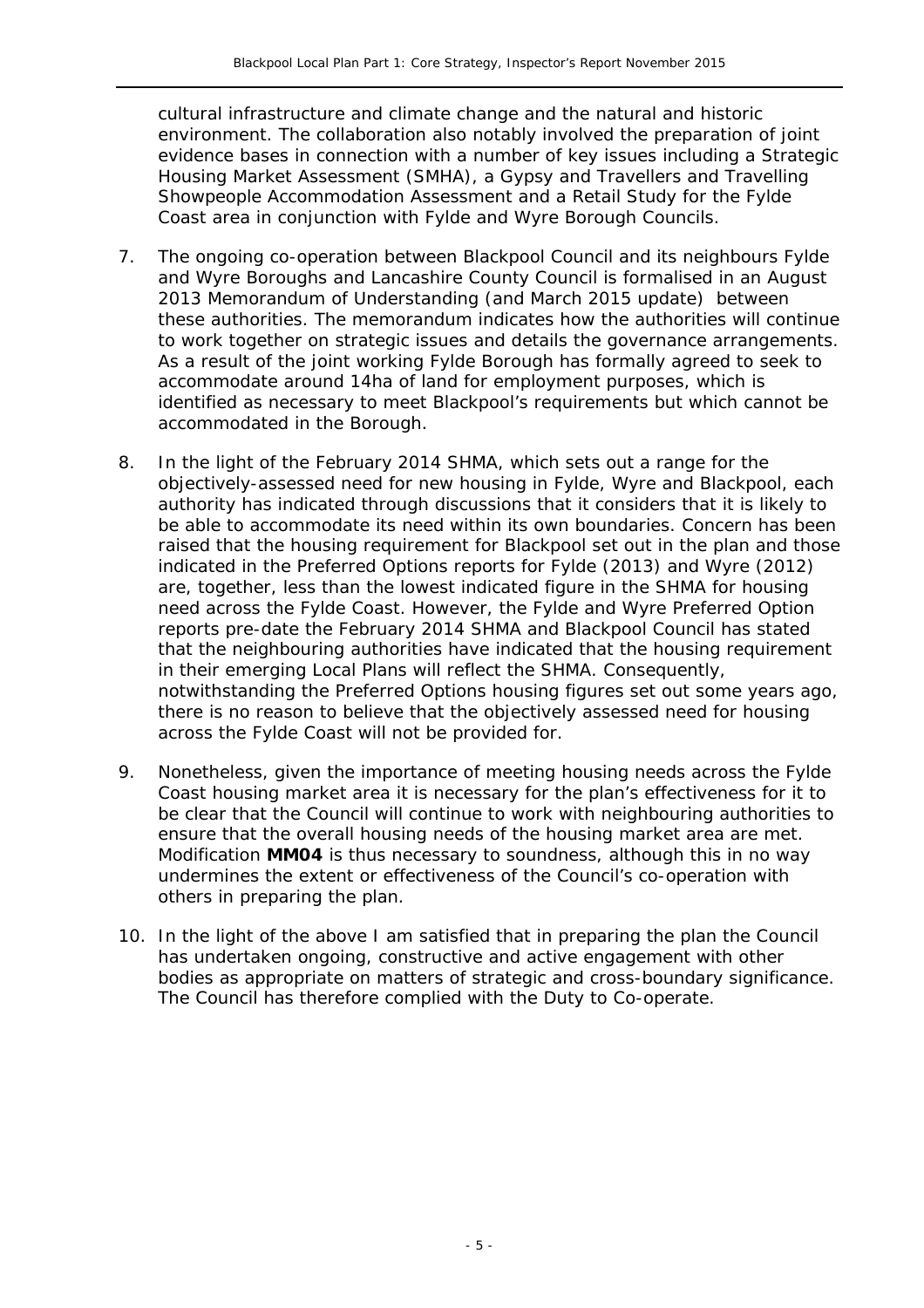cultural infrastructure and climate change and the natural and historic environment. The collaboration also notably involved the preparation of joint evidence bases in connection with a number of key issues including a Strategic Housing Market Assessment (SMHA), a Gypsy and Travellers and Travelling Showpeople Accommodation Assessment and a Retail Study for the Fylde Coast area in conjunction with Fylde and Wyre Borough Councils.

7. The ongoing co-operation between Blackpool Council and its neighbours Fylde and Wyre Boroughs and Lancashire County Council is formalised in an August 2013 Memorandum of Understanding (and March 2015 update) between these authorities. The memorandum indicates how the authorities will continue to work together on strategic issues and details the governance arrangements. As a result of the joint working Fylde Borough has formally agreed to seek to accommodate around 14ha of land for employment purposes, which is identified as necessary to meet Blackpool's requirements but which cannot be accommodated in the Borough.

8. In the light of the February 2014 SHMA, which sets out a range for the objectively-assessed need for new housing in Fylde, Wyre and Blackpool, each authority has indicated through discussions that it considers that it is likely to be able to accommodate its need within its own boundaries. Concern has been raised that the housing requirement for Blackpool set out in the plan and those indicated in the Preferred Options reports for Fylde (2013) and Wyre (2012) are, together, less than the lowest indicated figure in the SHMA for housing need across the Fylde Coast. However, the Fylde and Wyre Preferred Option reports pre-date the February 2014 SHMA and Blackpool Council has stated that the neighbouring authorities have indicated that the housing requirement in their emerging Local Plans will reflect the SHMA. Consequently, notwithstanding the Preferred Options housing figures set out some years ago, there is no reason to believe that the objectively assessed need for housing across the Fylde Coast will not be provided for.

9. Nonetheless, given the importance of meeting housing needs across the Fylde Coast housing market area it is necessary for the plan's effectiveness for it to be clear that the Council will continue to work with neighbouring authorities to ensure that the overall housing needs of the housing market area are met. Modification **MM04** is thus necessary to soundness, although this in no way undermines the extent or effectiveness of the Council's co-operation with others in preparing the plan.

10. In the light of the above I am satisfied that in preparing the plan the Council has undertaken ongoing, constructive and active engagement with other bodies as appropriate on matters of strategic and cross-boundary significance. The Council has therefore complied with the Duty to Co-operate.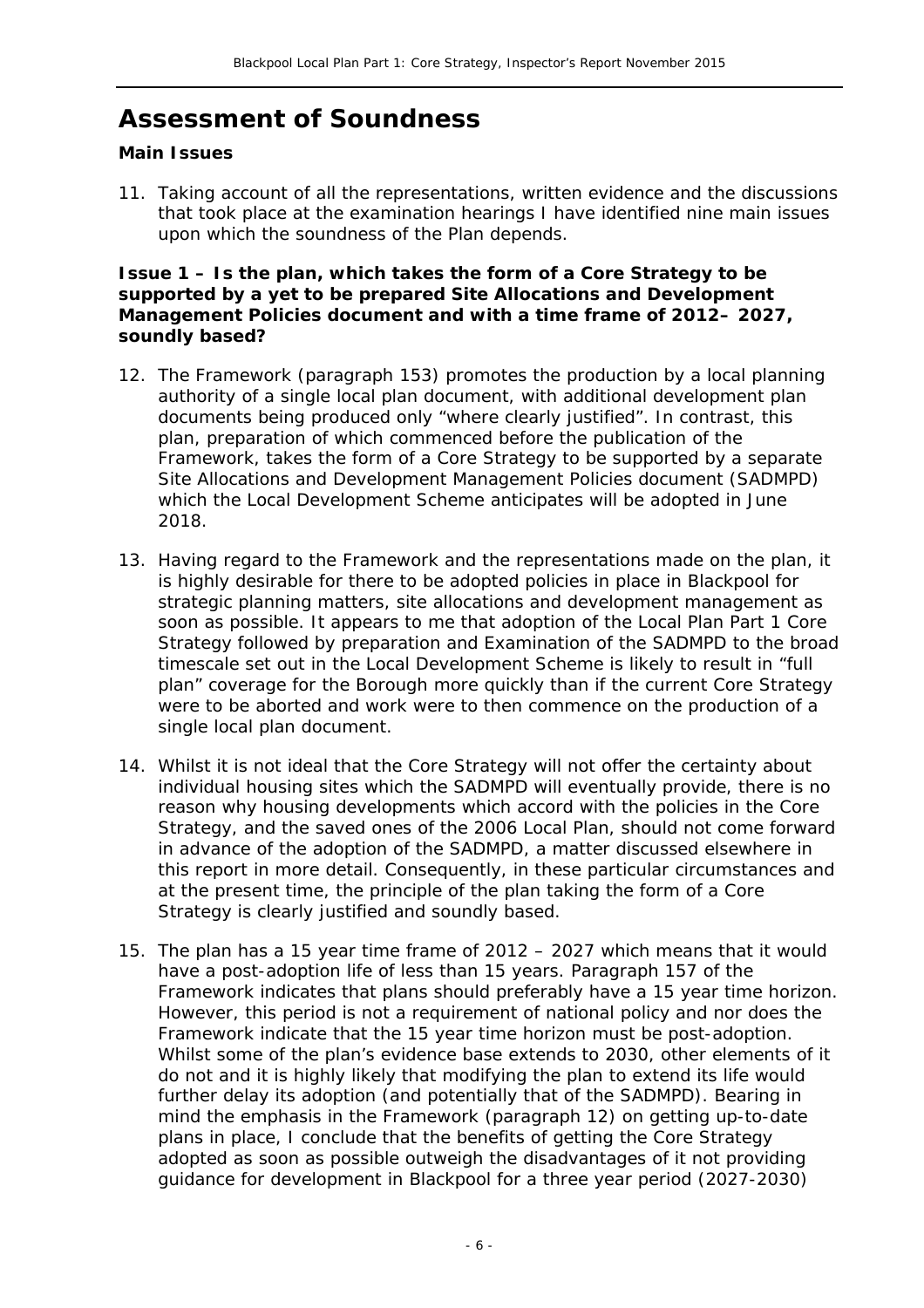# Assessment of Soundness

**Main Issues**

11. Taking account of all the representations, written evidence and the discussions that took place at the examination hearings I have identified nine main issues upon which the soundness of the Plan depends.

**Issue 1 – Is the plan, which takes the form of a Core Strategy to be supported by a yet to be prepared Site Allocations and Development Management Policies document and with a time frame of 2012– 2027, soundly based?**

12. The Framework (paragraph 153) promotes the production by a local planning authority of a single local plan document, with additional development plan documents being produced only "where clearly justified". In contrast, this plan, preparation of which commenced before the publication of the Framework, takes the form of a Core Strategy to be supported by a separate Site Allocations and Development Management Policies document (SADMPD) which the Local Development Scheme anticipates will be adopted in June 2018.

13. Having regard to the Framework and the representations made on the plan, it is highly desirable for there to be adopted policies in place in Blackpool for strategic planning matters, site allocations and development management as soon as possible. It appears to me that adoption of the Local Plan Part 1 Core Strategy followed by preparation and Examination of the SADMPD to the broad timescale set out in the Local Development Scheme is likely to result in "full plan" coverage for the Borough more quickly than if the current Core Strategy were to be aborted and work were to then commence on the production of a single local plan document.

14. Whilst it is not ideal that the Core Strategy will not offer the certainty about individual housing sites which the SADMPD will eventually provide, there is no reason why housing developments which accord with the policies in the Core Strategy, and the saved ones of the 2006 Local Plan, should not come forward in advance of the adoption of the SADMPD, a matter discussed elsewhere in this report in more detail. Consequently, in these particular circumstances and at the present time, the principle of the plan taking the form of a Core Strategy is clearly justified and soundly based.

15. The plan has a 15 year time frame of 2012 – 2027 which means that it would have a post-adoption life of less than 15 years. Paragraph 157 of the Framework indicates that plans should preferably have a 15 year time horizon. However, this period is not a requirement of national policy and nor does the Framework indicate that the 15 year time horizon must be post-adoption. Whilst some of the plan's evidence base extends to 2030, other elements of it do not and it is highly likely that modifying the plan to extend its life would further delay its adoption (and potentially that of the SADMPD). Bearing in mind the emphasis in the Framework (paragraph 12) on getting up-to-date plans in place, I conclude that the benefits of getting the Core Strategy adopted as soon as possible outweigh the disadvantages of it not providing guidance for development in Blackpool for a three year period (2027-2030)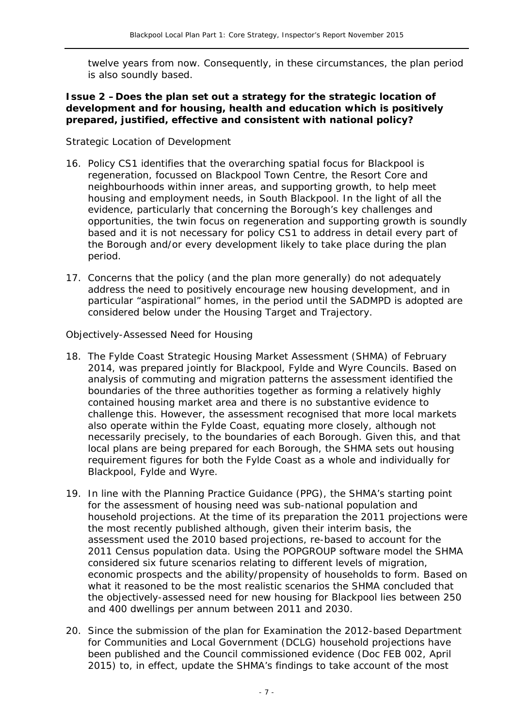twelve years from now. Consequently, in these circumstances, the plan period is also soundly based.

**Issue 2 – Does the plan set out a strategy for the strategic location of development and for housing, health and education which is positively prepared, justified, effective and consistent with national policy?**

*Strategic Location of Development*

16. Policy CS1 identifies that the overarching spatial focus for Blackpool is regeneration, focussed on Blackpool Town Centre, the Resort Core and neighbourhoods within inner areas, and supporting growth, to help meet housing and employment needs, in South Blackpool. In the light of all the evidence, particularly that concerning the Borough's key challenges and opportunities, the twin focus on regeneration and supporting growth is soundly based and it is not necessary for policy CS1 to address in detail every part of the Borough and/or every development likely to take place during the plan period.

17. Concerns that the policy (and the plan more generally) do not adequately address the need to positively encourage new housing development, and in particular "aspirational" homes, in the period until the SADMPD is adopted are considered below under the Housing Target and Trajectory.

*Objectively-Assessed Need for Housing*

18. The Fylde Coast Strategic Housing Market Assessment (SHMA) of February 2014, was prepared jointly for Blackpool, Fylde and Wyre Councils. Based on analysis of commuting and migration patterns the assessment identified the boundaries of the three authorities together as forming a relatively highly contained housing market area and there is no substantive evidence to challenge this. However, the assessment recognised that more local markets also operate within the Fylde Coast, equating more closely, although not necessarily precisely, to the boundaries of each Borough. Given this, and that local plans are being prepared for each Borough, the SHMA sets out housing requirement figures for both the Fylde Coast as a whole and individually for Blackpool, Fylde and Wyre.

19. In line with the Planning Practice Guidance (PPG), the SHMA's starting point for the assessment of housing need was sub-national population and household projections. At the time of its preparation the 2011 projections were the most recently published although, given their interim basis, the assessment used the 2010 based projections, re-based to account for the 2011 Census population data. Using the POPGROUP software model the SHMA considered six future scenarios relating to different levels of migration, economic prospects and the ability/propensity of households to form. Based on what it reasoned to be the most realistic scenarios the SHMA concluded that the objectively-assessed need for new housing for Blackpool lies between 250 and 400 dwellings per annum between 2011 and 2030.

20. Since the submission of the plan for Examination the 2012-based Department for Communities and Local Government (DCLG) household projections have been published and the Council commissioned evidence (Doc FEB 002, April 2015) to, in effect, update the SHMA's findings to take account of the most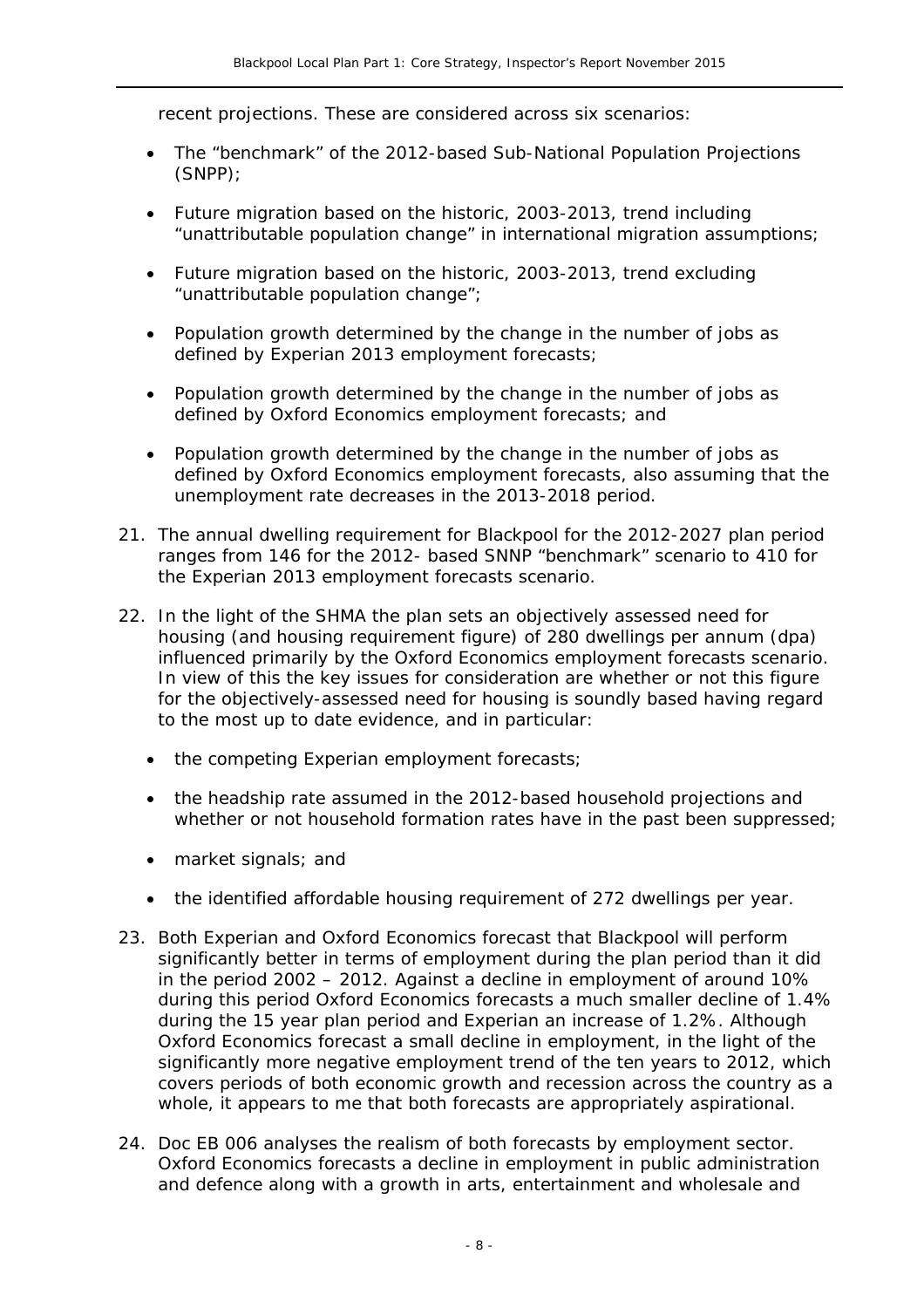recent projections. These are considered across six scenarios:

- The "benchmark" of the 2012-based Sub-National Population Projections (SNPP);
- Future migration based on the historic, 2003-2013, trend including "unattributable population change" in international migration assumptions;
- Future migration based on the historic, 2003-2013, trend excluding "unattributable population change";
- Population growth determined by the change in the number of jobs as defined by Experian 2013 employment forecasts;
- Population growth determined by the change in the number of jobs as defined by Oxford Economics employment forecasts; and
- Population growth determined by the change in the number of jobs as defined by Oxford Economics employment forecasts, also assuming that the unemployment rate decreases in the 2013-2018 period.

21. The annual dwelling requirement for Blackpool for the 2012-2027 plan period ranges from 146 for the 2012- based SNNP "benchmark" scenario to 410 for the Experian 2013 employment forecasts scenario.

22. In the light of the SHMA the plan sets an objectively assessed need for housing (and housing requirement figure) of 280 dwellings per annum (dpa) influenced primarily by the Oxford Economics employment forecasts scenario. In view of this the key issues for consideration are whether or not this figure for the objectively-assessed need for housing is soundly based having regard to the most up to date evidence, and in particular:

    - the competing Experian employment forecasts;
    - the headship rate assumed in the 2012-based household projections and whether or not household formation rates have in the past been suppressed;
    - market signals; and
    - the identified affordable housing requirement of 272 dwellings per year.

23. Both Experian and Oxford Economics forecast that Blackpool will perform significantly better in terms of employment during the plan period than it did in the period 2002 – 2012. Against a decline in employment of around 10% during this period Oxford Economics forecasts a much smaller decline of 1.4% during the 15 year plan period and Experian an increase of 1.2%. Although Oxford Economics forecast a small decline in employment, in the light of the significantly more negative employment trend of the ten years to 2012, which covers periods of both economic growth and recession across the country as a whole, it appears to me that both forecasts are appropriately aspirational.

24. Doc EB 006 analyses the realism of both forecasts by employment sector. Oxford Economics forecasts a decline in employment in public administration and defence along with a growth in arts, entertainment and wholesale and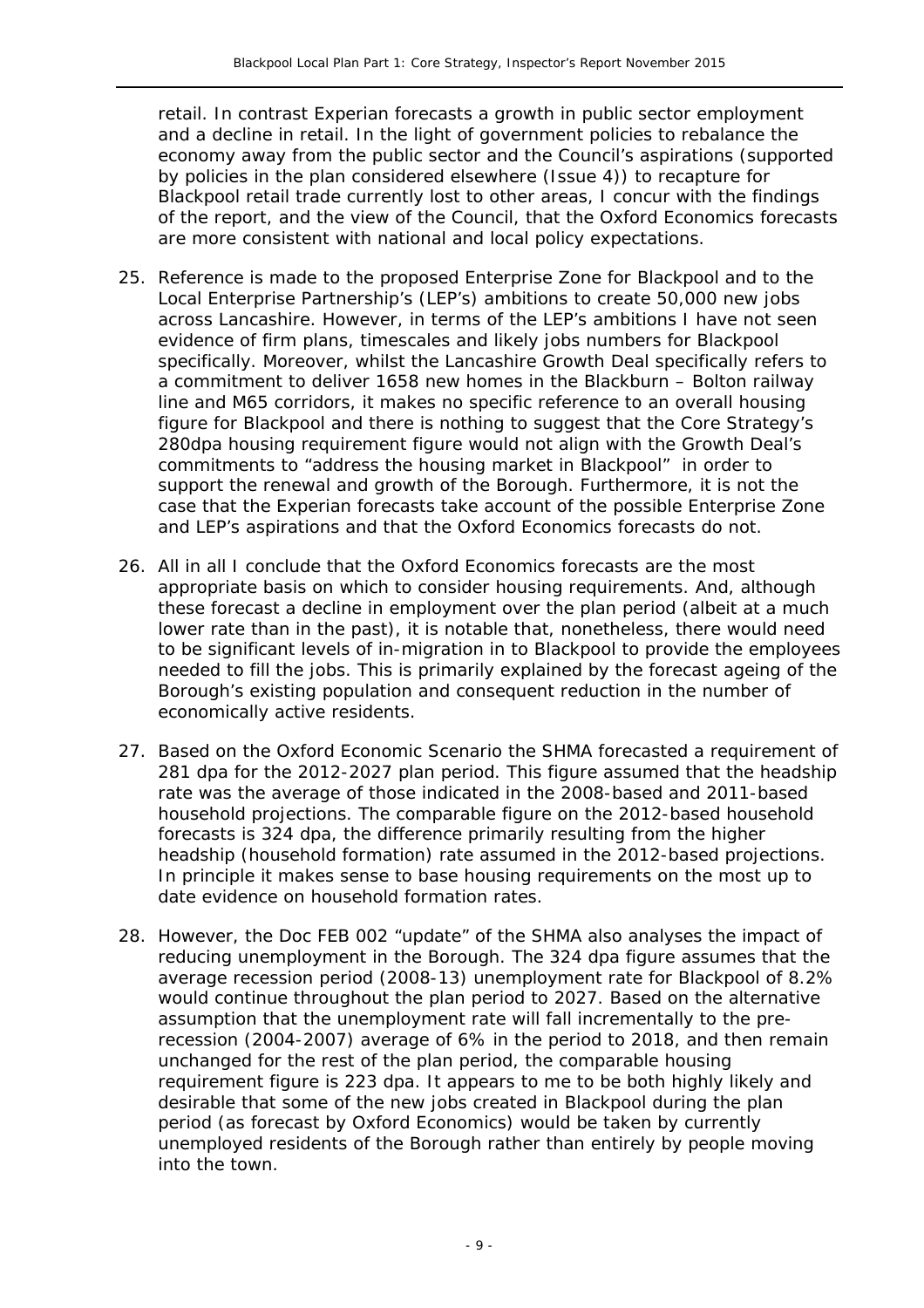retail. In contrast Experian forecasts a growth in public sector employment and a decline in retail. In the light of government policies to rebalance the economy away from the public sector and the Council's aspirations (supported by policies in the plan considered elsewhere (Issue 4)) to recapture for Blackpool retail trade currently lost to other areas, I concur with the findings of the report, and the view of the Council, that the Oxford Economics forecasts are more consistent with national and local policy expectations.

25. Reference is made to the proposed Enterprise Zone for Blackpool and to the Local Enterprise Partnership's (LEP's) ambitions to create 50,000 new jobs across Lancashire. However, in terms of the LEP's ambitions I have not seen evidence of firm plans, timescales and likely jobs numbers for Blackpool specifically. Moreover, whilst the Lancashire Growth Deal specifically refers to a commitment to deliver 1658 new homes in the Blackburn – Bolton railway line and M65 corridors, it makes no specific reference to an overall housing figure for Blackpool and there is nothing to suggest that the Core Strategy's 280dpa housing requirement figure would not align with the Growth Deal's commitments to "address the housing market in Blackpool" in order to support the renewal and growth of the Borough. Furthermore, it is not the case that the Experian forecasts take account of the possible Enterprise Zone and LEP's aspirations and that the Oxford Economics forecasts do not.

26. All in all I conclude that the Oxford Economics forecasts are the most appropriate basis on which to consider housing requirements. And, although these forecast a decline in employment over the plan period (albeit at a much lower rate than in the past), it is notable that, nonetheless, there would need to be significant levels of in-migration in to Blackpool to provide the employees needed to fill the jobs. This is primarily explained by the forecast ageing of the Borough's existing population and consequent reduction in the number of economically active residents.

27. Based on the Oxford Economic Scenario the SHMA forecasted a requirement of 281 dpa for the 2012-2027 plan period. This figure assumed that the headship rate was the average of those indicated in the 2008-based and 2011-based household projections. The comparable figure on the 2012-based household forecasts is 324 dpa, the difference primarily resulting from the higher headship (household formation) rate assumed in the 2012-based projections. In principle it makes sense to base housing requirements on the most up to date evidence on household formation rates.

28. However, the Doc FEB 002 "update" of the SHMA also analyses the impact of reducing unemployment in the Borough. The 324 dpa figure assumes that the average recession period (2008-13) unemployment rate for Blackpool of 8.2% would continue throughout the plan period to 2027. Based on the alternative assumption that the unemployment rate will fall incrementally to the pre-recession (2004-2007) average of 6% in the period to 2018, and then remain unchanged for the rest of the plan period, the comparable housing requirement figure is 223 dpa. It appears to me to be both highly likely and desirable that some of the new jobs created in Blackpool during the plan period (as forecast by Oxford Economics) would be taken by currently unemployed residents of the Borough rather than entirely by people moving into the town.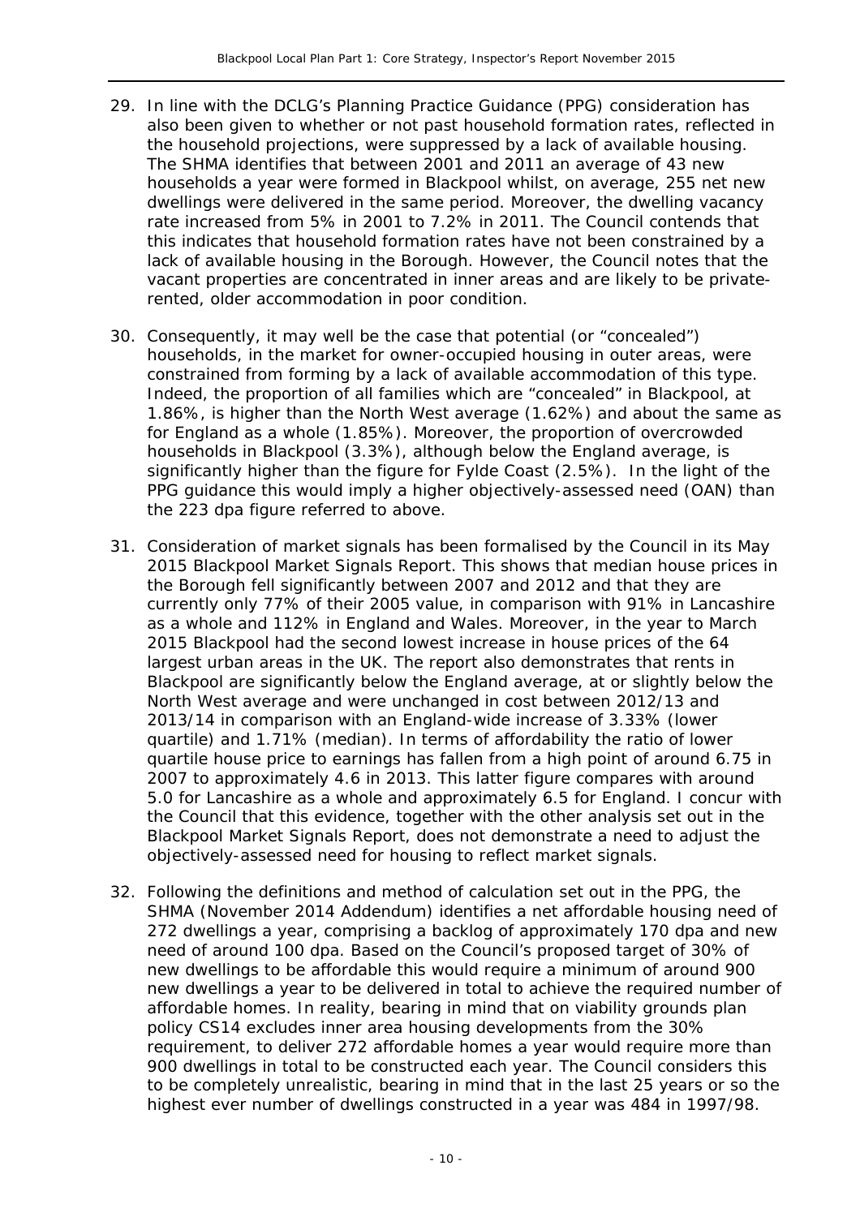29. In line with the DCLG's Planning Practice Guidance (PPG) consideration has also been given to whether or not past household formation rates, reflected in the household projections, were suppressed by a lack of available housing. The SHMA identifies that between 2001 and 2011 an average of 43 new households a year were formed in Blackpool whilst, on average, 255 net new dwellings were delivered in the same period. Moreover, the dwelling vacancy rate increased from 5% in 2001 to 7.2% in 2011. The Council contends that this indicates that household formation rates have not been constrained by a lack of available housing in the Borough. However, the Council notes that the vacant properties are concentrated in inner areas and are likely to be private-rented, older accommodation in poor condition.

30. Consequently, it may well be the case that potential (or "concealed") households, in the market for owner-occupied housing in outer areas, were constrained from forming by a lack of available accommodation of this type. Indeed, the proportion of all families which are "concealed" in Blackpool, at 1.86%, is higher than the North West average (1.62%) and about the same as for England as a whole (1.85%). Moreover, the proportion of overcrowded households in Blackpool (3.3%), although below the England average, is significantly higher than the figure for Fylde Coast (2.5%). In the light of the PPG guidance this would imply a higher objectively-assessed need (OAN) than the 223 dpa figure referred to above.

31. Consideration of market signals has been formalised by the Council in its May 2015 Blackpool Market Signals Report. This shows that median house prices in the Borough fell significantly between 2007 and 2012 and that they are currently only 77% of their 2005 value, in comparison with 91% in Lancashire as a whole and 112% in England and Wales. Moreover, in the year to March 2015 Blackpool had the second lowest increase in house prices of the 64 largest urban areas in the UK. The report also demonstrates that rents in Blackpool are significantly below the England average, at or slightly below the North West average and were unchanged in cost between 2012/13 and 2013/14 in comparison with an England-wide increase of 3.33% (lower quartile) and 1.71% (median). In terms of affordability the ratio of lower quartile house price to earnings has fallen from a high point of around 6.75 in 2007 to approximately 4.6 in 2013. This latter figure compares with around 5.0 for Lancashire as a whole and approximately 6.5 for England. I concur with the Council that this evidence, together with the other analysis set out in the Blackpool Market Signals Report, does not demonstrate a need to adjust the objectively-assessed need for housing to reflect market signals.

32. Following the definitions and method of calculation set out in the PPG, the SHMA (November 2014 Addendum) identifies a net affordable housing need of 272 dwellings a year, comprising a backlog of approximately 170 dpa and new need of around 100 dpa. Based on the Council's proposed target of 30% of new dwellings to be affordable this would require a minimum of around 900 new dwellings a year to be delivered in total to achieve the required number of affordable homes. In reality, bearing in mind that on viability grounds plan policy CS14 excludes inner area housing developments from the 30% requirement, to deliver 272 affordable homes a year would require more than 900 dwellings in total to be constructed each year. The Council considers this to be completely unrealistic, bearing in mind that in the last 25 years or so the highest ever number of dwellings constructed in a year was 484 in 1997/98.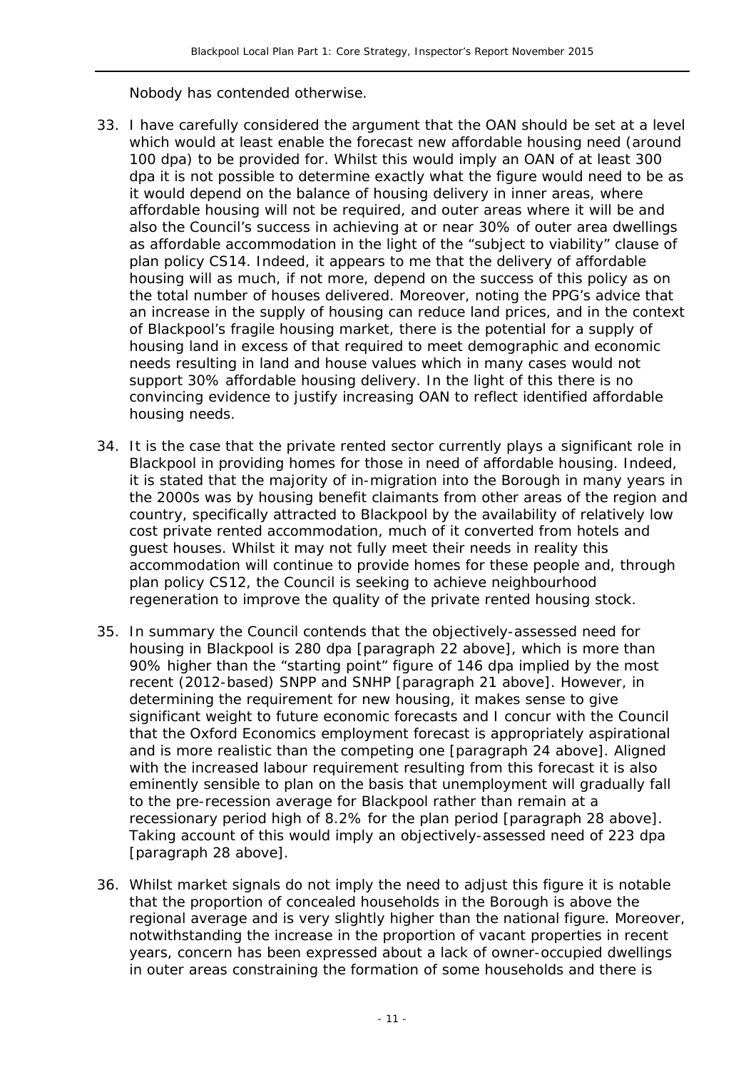Nobody has contended otherwise.

33. I have carefully considered the argument that the OAN should be set at a level which would at least enable the forecast new affordable housing need (around 100 dpa) to be provided for. Whilst this would imply an OAN of at least 300 dpa it is not possible to determine exactly what the figure would need to be as it would depend on the balance of housing delivery in inner areas, where affordable housing will not be required, and outer areas where it will be and also the Council's success in achieving at or near 30% of outer area dwellings as affordable accommodation in the light of the "subject to viability" clause of plan policy CS14. Indeed, it appears to me that the delivery of affordable housing will as much, if not more, depend on the success of this policy as on the total number of houses delivered. Moreover, noting the PPG's advice that an increase in the supply of housing can reduce land prices, and in the context of Blackpool's fragile housing market, there is the potential for a supply of housing land in excess of that required to meet demographic and economic needs resulting in land and house values which in many cases would not support 30% affordable housing delivery. In the light of this there is no convincing evidence to justify increasing OAN to reflect identified affordable housing needs.

34. It is the case that the private rented sector currently plays a significant role in Blackpool in providing homes for those in need of affordable housing. Indeed, it is stated that the majority of in-migration into the Borough in many years in the 2000s was by housing benefit claimants from other areas of the region and country, specifically attracted to Blackpool by the availability of relatively low cost private rented accommodation, much of it converted from hotels and guest houses. Whilst it may not fully meet their needs in reality this accommodation will continue to provide homes for these people and, through plan policy CS12, the Council is seeking to achieve neighbourhood regeneration to improve the quality of the private rented housing stock.

35. In summary the Council contends that the objectively-assessed need for housing in Blackpool is 280 dpa [paragraph 22 above], which is more than 90% higher than the "starting point" figure of 146 dpa implied by the most recent (2012-based) SNPP and SNHP [paragraph 21 above]. However, in determining the requirement for new housing, it makes sense to give significant weight to future economic forecasts and I concur with the Council that the Oxford Economics employment forecast is appropriately aspirational and is more realistic than the competing one [paragraph 24 above]. Aligned with the increased labour requirement resulting from this forecast it is also eminently sensible to plan on the basis that unemployment will gradually fall to the pre-recession average for Blackpool rather than remain at a recessionary period high of 8.2% for the plan period [paragraph 28 above]. Taking account of this would imply an objectively-assessed need of 223 dpa [paragraph 28 above].

36. Whilst market signals do not imply the need to adjust this figure it is notable that the proportion of concealed households in the Borough is above the regional average and is very slightly higher than the national figure. Moreover, notwithstanding the increase in the proportion of vacant properties in recent years, concern has been expressed about a lack of owner-occupied dwellings in outer areas constraining the formation of some households and there is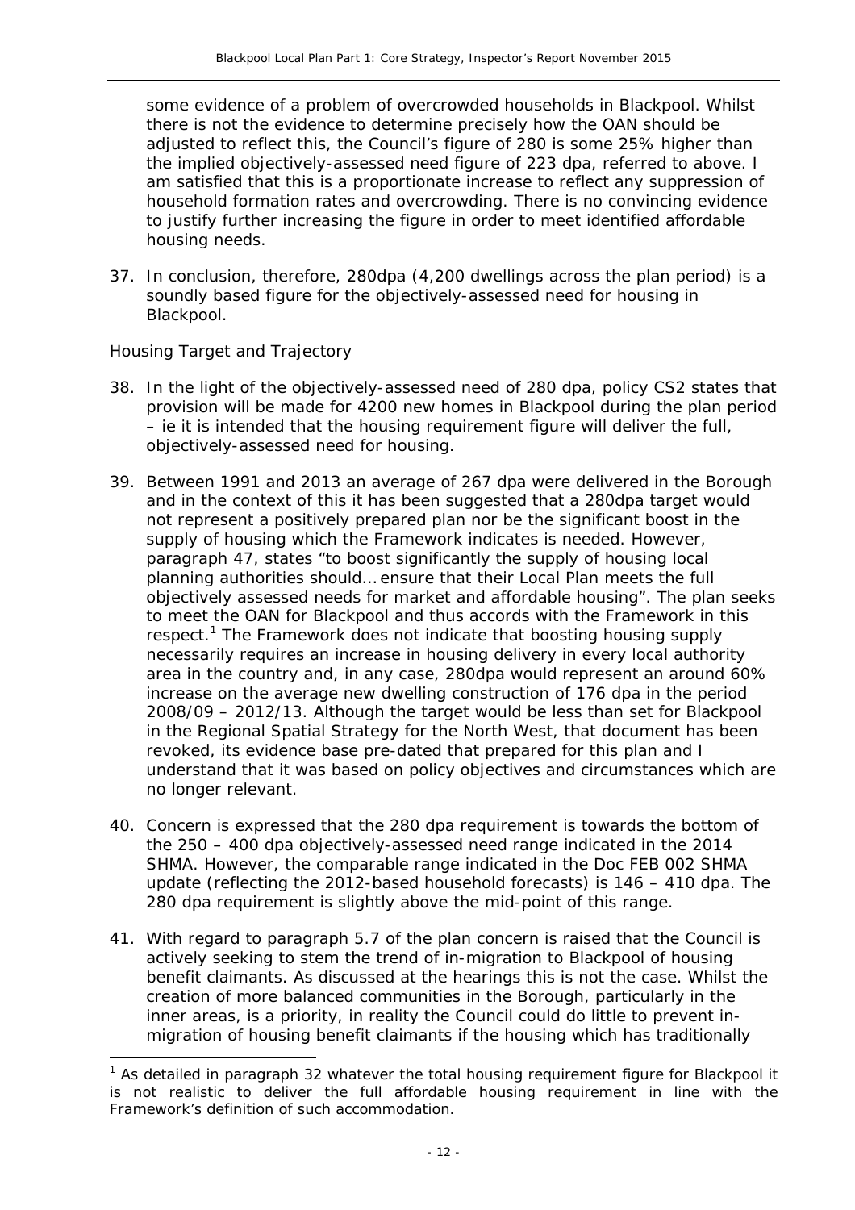some evidence of a problem of overcrowded households in Blackpool. Whilst there is not the evidence to determine precisely how the OAN should be adjusted to reflect this, the Council's figure of 280 is some 25% higher than the implied objectively-assessed need figure of 223 dpa, referred to above. I am satisfied that this is a proportionate increase to reflect any suppression of household formation rates and overcrowding. There is no convincing evidence to justify further increasing the figure in order to meet identified affordable housing needs.

37. In conclusion, therefore, 280dpa (4,200 dwellings across the plan period) is a soundly based figure for the objectively-assessed need for housing in Blackpool.

*Housing Target and Trajectory*

38. In the light of the objectively-assessed need of 280 dpa, policy CS2 states that provision will be made for 4200 new homes in Blackpool during the plan period – ie it is intended that the housing requirement figure will deliver the full, objectively-assessed need for housing.

39. Between 1991 and 2013 an average of 267 dpa were delivered in the Borough and in the context of this it has been suggested that a 280dpa target would not represent a positively prepared plan nor be the significant boost in the supply of housing which the Framework indicates is needed. However, paragraph 47, states "to boost significantly the supply of housing local planning authorities should… ensure that their Local Plan meets the full objectively assessed needs for market and affordable housing". The plan seeks to meet the OAN for Blackpool and thus accords with the Framework in this respect.[1] The Framework does not indicate that boosting housing supply necessarily requires an increase in housing delivery in every local authority area in the country and, in any case, 280dpa would represent an around 60% increase on the average new dwelling construction of 176 dpa in the period 2008/09 – 2012/13. Although the target would be less than set for Blackpool in the Regional Spatial Strategy for the North West, that document has been revoked, its evidence base pre-dated that prepared for this plan and I understand that it was based on policy objectives and circumstances which are no longer relevant.

40. Concern is expressed that the 280 dpa requirement is towards the bottom of the 250 – 400 dpa objectively-assessed need range indicated in the 2014 SHMA. However, the comparable range indicated in the Doc FEB 002 SHMA update (reflecting the 2012-based household forecasts) is 146 – 410 dpa. The 280 dpa requirement is slightly above the mid-point of this range.

41. With regard to paragraph 5.7 of the plan concern is raised that the Council is actively seeking to stem the trend of in-migration to Blackpool of housing benefit claimants. As discussed at the hearings this is not the case. Whilst the creation of more balanced communities in the Borough, particularly in the inner areas, is a priority, in reality the Council could do little to prevent in-migration of housing benefit claimants if the housing which has traditionally

---

[1] As detailed in paragraph 32 whatever the total housing requirement figure for Blackpool it is not realistic to deliver the full affordable housing requirement in line with the Framework's definition of such accommodation.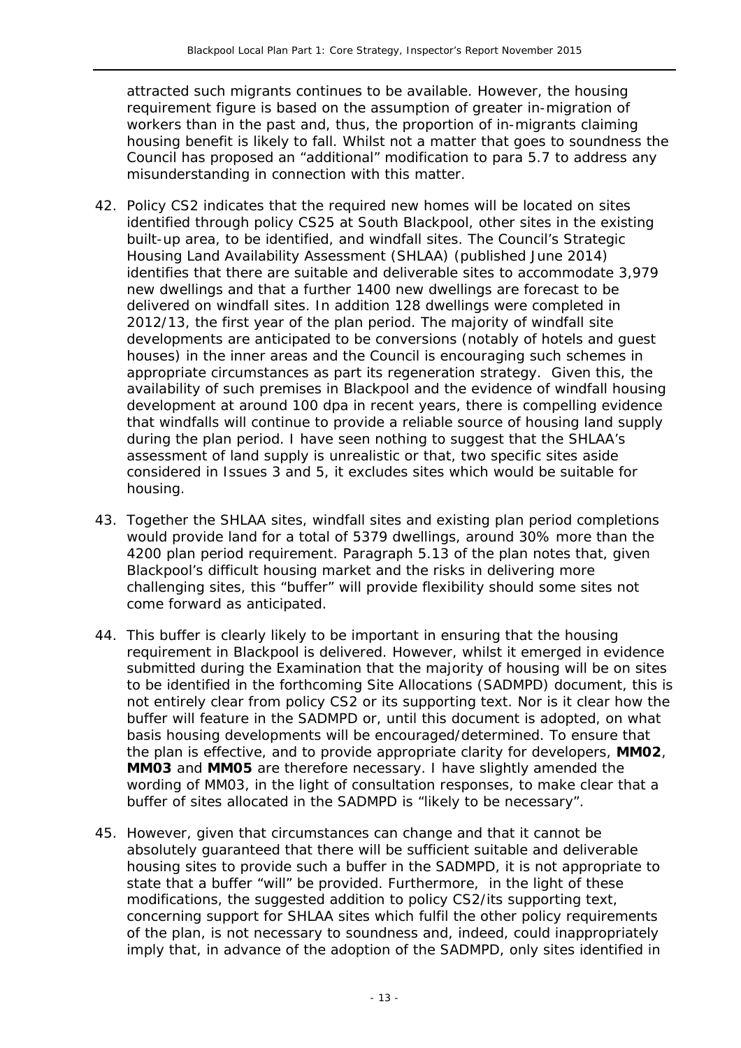attracted such migrants continues to be available. However, the housing requirement figure is based on the assumption of greater in-migration of workers than in the past and, thus, the proportion of in-migrants claiming housing benefit is likely to fall. Whilst not a matter that goes to soundness the Council has proposed an "additional" modification to para 5.7 to address any misunderstanding in connection with this matter.

42. Policy CS2 indicates that the required new homes will be located on sites identified through policy CS25 at South Blackpool, other sites in the existing built-up area, to be identified, and windfall sites. The Council's Strategic Housing Land Availability Assessment (SHLAA) (published June 2014) identifies that there are suitable and deliverable sites to accommodate 3,979 new dwellings and that a further 1400 new dwellings are forecast to be delivered on windfall sites. In addition 128 dwellings were completed in 2012/13, the first year of the plan period. The majority of windfall site developments are anticipated to be conversions (notably of hotels and guest houses) in the inner areas and the Council is encouraging such schemes in appropriate circumstances as part its regeneration strategy. Given this, the availability of such premises in Blackpool and the evidence of windfall housing development at around 100 dpa in recent years, there is compelling evidence that windfalls will continue to provide a reliable source of housing land supply during the plan period. I have seen nothing to suggest that the SHLAA's assessment of land supply is unrealistic or that, two specific sites aside considered in Issues 3 and 5, it excludes sites which would be suitable for housing.

43. Together the SHLAA sites, windfall sites and existing plan period completions would provide land for a total of 5379 dwellings, around 30% more than the 4200 plan period requirement. Paragraph 5.13 of the plan notes that, given Blackpool's difficult housing market and the risks in delivering more challenging sites, this "buffer" will provide flexibility should some sites not come forward as anticipated.

44. This buffer is clearly likely to be important in ensuring that the housing requirement in Blackpool is delivered. However, whilst it emerged in evidence submitted during the Examination that the majority of housing will be on sites to be identified in the forthcoming Site Allocations (SADMPD) document, this is not entirely clear from policy CS2 or its supporting text. Nor is it clear how the buffer will feature in the SADMPD or, until this document is adopted, on what basis housing developments will be encouraged/determined. To ensure that the plan is effective, and to provide appropriate clarity for developers, **MM02**, **MM03** and **MM05** are therefore necessary. I have slightly amended the wording of MM03, in the light of consultation responses, to make clear that a buffer of sites allocated in the SADMPD is "likely to be necessary".

45. However, given that circumstances can change and that it cannot be absolutely guaranteed that there will be sufficient suitable and deliverable housing sites to provide such a buffer in the SADMPD, it is not appropriate to state that a buffer "will" be provided. Furthermore, in the light of these modifications, the suggested addition to policy CS2/its supporting text, concerning support for SHLAA sites which fulfil the other policy requirements of the plan, is not necessary to soundness and, indeed, could inappropriately imply that, in advance of the adoption of the SADMPD, only sites identified in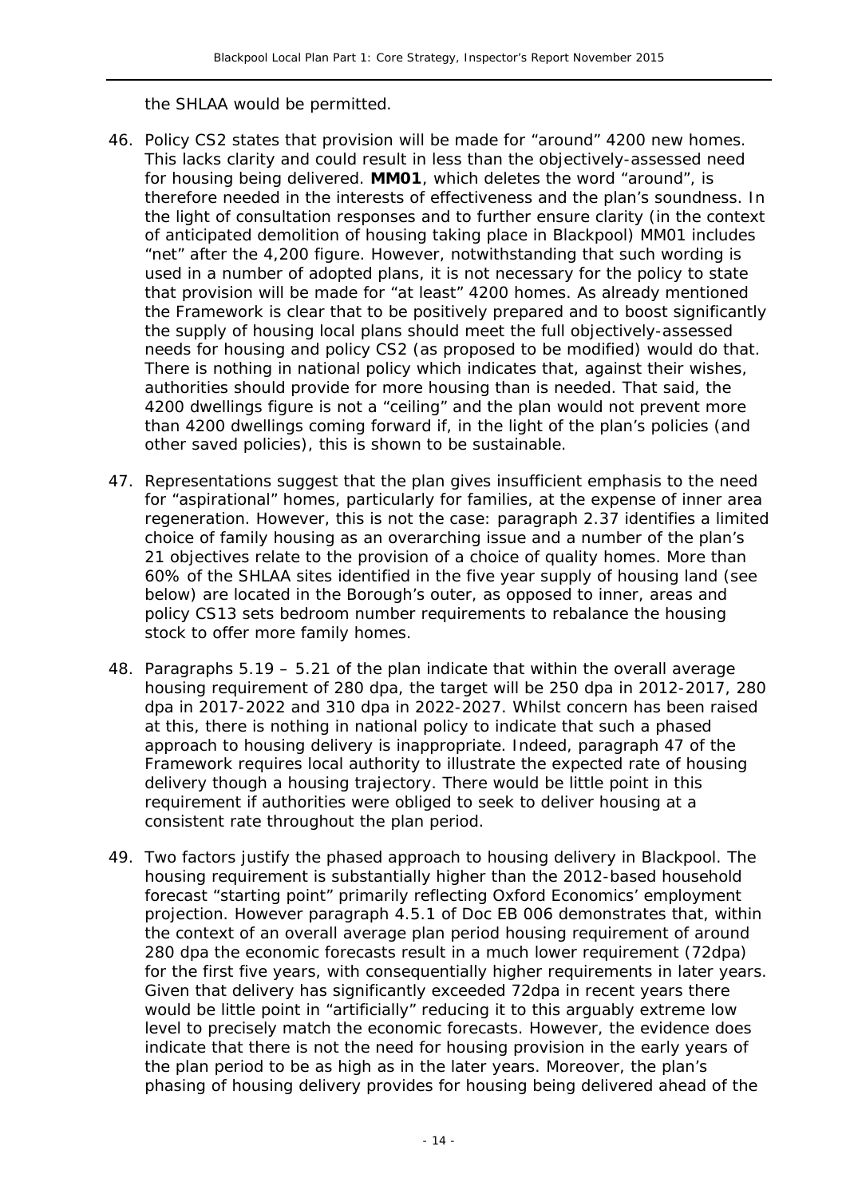the SHLAA would be permitted.

46. Policy CS2 states that provision will be made for "around" 4200 new homes. This lacks clarity and could result in less than the objectively-assessed need for housing being delivered. **MM01**, which deletes the word "around", is therefore needed in the interests of effectiveness and the plan's soundness. In the light of consultation responses and to further ensure clarity (in the context of anticipated demolition of housing taking place in Blackpool) MM01 includes "net" after the 4,200 figure. However, notwithstanding that such wording is used in a number of adopted plans, it is not necessary for the policy to state that provision will be made for "at least" 4200 homes. As already mentioned the Framework is clear that to be positively prepared and to boost significantly the supply of housing local plans should meet the full objectively-assessed needs for housing and policy CS2 (as proposed to be modified) would do that. There is nothing in national policy which indicates that, against their wishes, authorities should provide for more housing than is needed. That said, the 4200 dwellings figure is not a "ceiling" and the plan would not prevent more than 4200 dwellings coming forward if, in the light of the plan's policies (and other saved policies), this is shown to be sustainable.

47. Representations suggest that the plan gives insufficient emphasis to the need for "aspirational" homes, particularly for families, at the expense of inner area regeneration. However, this is not the case: paragraph 2.37 identifies a limited choice of family housing as an overarching issue and a number of the plan's 21 objectives relate to the provision of a choice of quality homes. More than 60% of the SHLAA sites identified in the five year supply of housing land (see below) are located in the Borough's outer, as opposed to inner, areas and policy CS13 sets bedroom number requirements to rebalance the housing stock to offer more family homes.

48. Paragraphs 5.19 – 5.21 of the plan indicate that within the overall average housing requirement of 280 dpa, the target will be 250 dpa in 2012-2017, 280 dpa in 2017-2022 and 310 dpa in 2022-2027. Whilst concern has been raised at this, there is nothing in national policy to indicate that such a phased approach to housing delivery is inappropriate. Indeed, paragraph 47 of the Framework requires local authority to illustrate the expected rate of housing delivery though a housing trajectory. There would be little point in this requirement if authorities were obliged to seek to deliver housing at a consistent rate throughout the plan period.

49. Two factors justify the phased approach to housing delivery in Blackpool. The housing requirement is substantially higher than the 2012-based household forecast "starting point" primarily reflecting Oxford Economics' employment projection. However paragraph 4.5.1 of Doc EB 006 demonstrates that, within the context of an overall average plan period housing requirement of around 280 dpa the economic forecasts result in a much lower requirement (72dpa) for the first five years, with consequentially higher requirements in later years. Given that delivery has significantly exceeded 72dpa in recent years there would be little point in "artificially" reducing it to this arguably extreme low level to precisely match the economic forecasts. However, the evidence does indicate that there is not the need for housing provision in the early years of the plan period to be as high as in the later years. Moreover, the plan's phasing of housing delivery provides for housing being delivered ahead of the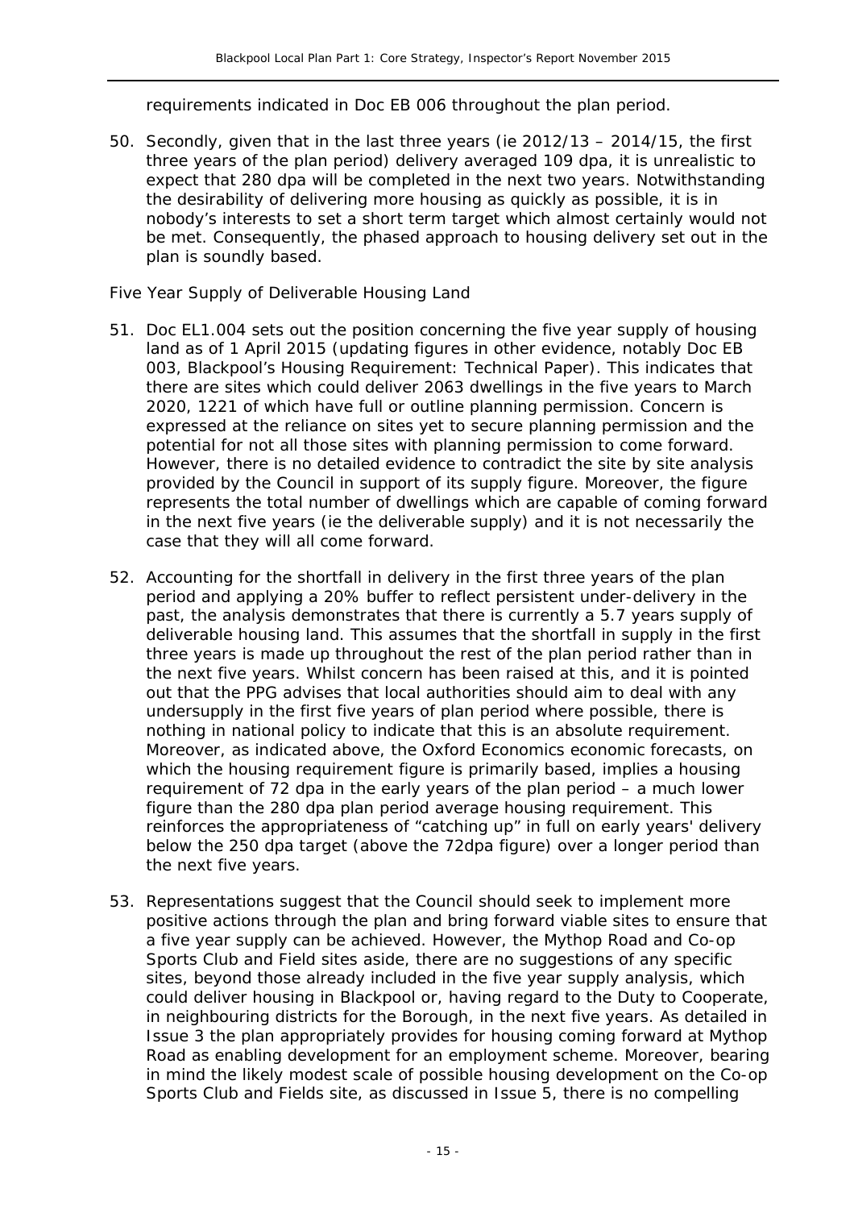requirements indicated in Doc EB 006 throughout the plan period.

50. Secondly, given that in the last three years (ie 2012/13 – 2014/15, the first three years of the plan period) delivery averaged 109 dpa, it is unrealistic to expect that 280 dpa will be completed in the next two years. Notwithstanding the desirability of delivering more housing as quickly as possible, it is in nobody's interests to set a short term target which almost certainly would not be met. Consequently, the phased approach to housing delivery set out in the plan is soundly based.

*Five Year Supply of Deliverable Housing Land*

51. Doc EL1.004 sets out the position concerning the five year supply of housing land as of 1 April 2015 (updating figures in other evidence, notably Doc EB 003, Blackpool's Housing Requirement: Technical Paper). This indicates that there are sites which could deliver 2063 dwellings in the five years to March 2020, 1221 of which have full or outline planning permission. Concern is expressed at the reliance on sites yet to secure planning permission and the potential for not all those sites with planning permission to come forward. However, there is no detailed evidence to contradict the site by site analysis provided by the Council in support of its supply figure. Moreover, the figure represents the total number of dwellings which are capable of coming forward in the next five years (ie the deliverable supply) and it is not necessarily the case that they will all come forward.

52. Accounting for the shortfall in delivery in the first three years of the plan period and applying a 20% buffer to reflect persistent under-delivery in the past, the analysis demonstrates that there is currently a 5.7 years supply of deliverable housing land. This assumes that the shortfall in supply in the first three years is made up throughout the rest of the plan period rather than in the next five years. Whilst concern has been raised at this, and it is pointed out that the PPG advises that local authorities should aim to deal with any undersupply in the first five years of plan period where possible, there is nothing in national policy to indicate that this is an absolute requirement. Moreover, as indicated above, the Oxford Economics economic forecasts, on which the housing requirement figure is primarily based, implies a housing requirement of 72 dpa in the early years of the plan period – a much lower figure than the 280 dpa plan period average housing requirement. This reinforces the appropriateness of "catching up" in full on early years' delivery below the 250 dpa target (above the 72dpa figure) over a longer period than the next five years.

53. Representations suggest that the Council should seek to implement more positive actions through the plan and bring forward viable sites to ensure that a five year supply can be achieved. However, the Mythop Road and Co-op Sports Club and Field sites aside, there are no suggestions of any specific sites, beyond those already included in the five year supply analysis, which could deliver housing in Blackpool or, having regard to the Duty to Cooperate, in neighbouring districts for the Borough, in the next five years. As detailed in Issue 3 the plan appropriately provides for housing coming forward at Mythop Road as enabling development for an employment scheme. Moreover, bearing in mind the likely modest scale of possible housing development on the Co-op Sports Club and Fields site, as discussed in Issue 5, there is no compelling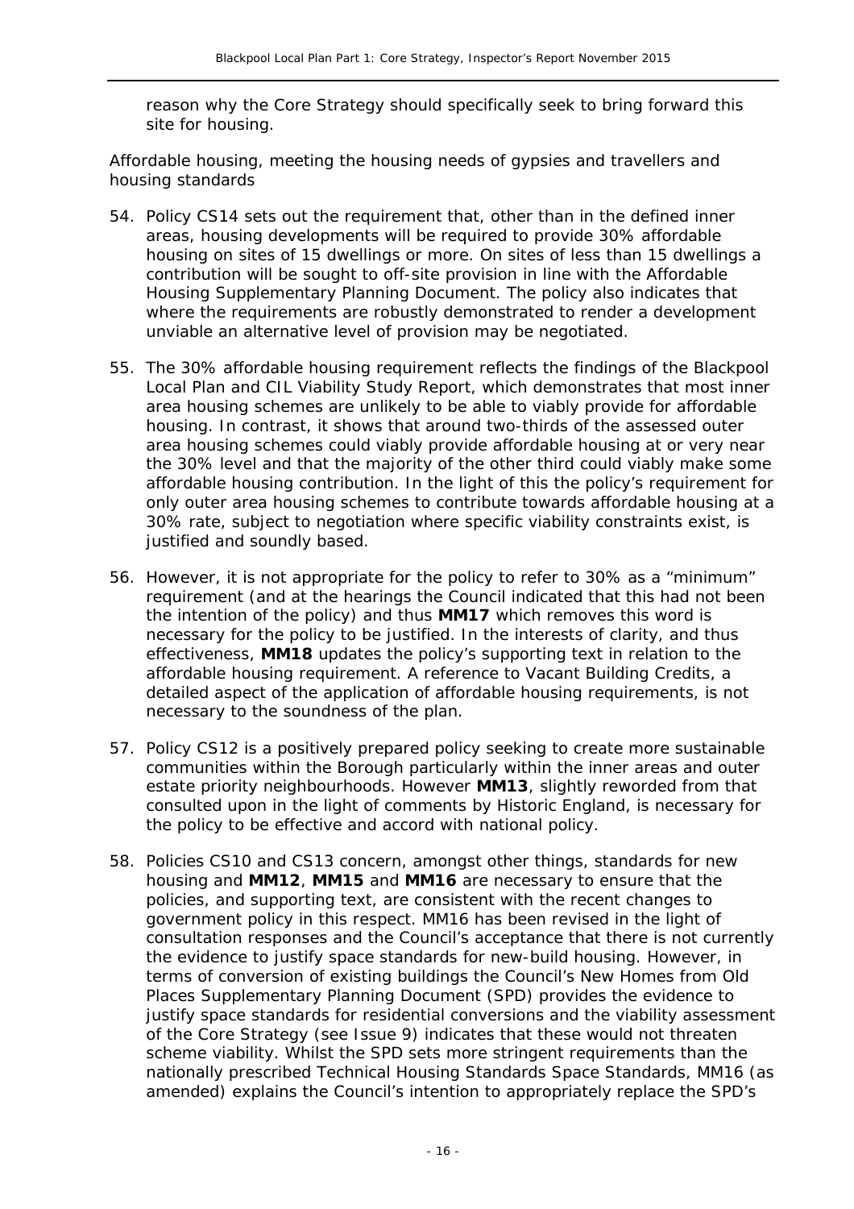reason why the Core Strategy should specifically seek to bring forward this site for housing.

*Affordable housing, meeting the housing needs of gypsies and travellers and housing standards*

54. Policy CS14 sets out the requirement that, other than in the defined inner areas, housing developments will be required to provide 30% affordable housing on sites of 15 dwellings or more. On sites of less than 15 dwellings a contribution will be sought to off-site provision in line with the Affordable Housing Supplementary Planning Document. The policy also indicates that where the requirements are robustly demonstrated to render a development unviable an alternative level of provision may be negotiated.

55. The 30% affordable housing requirement reflects the findings of the Blackpool Local Plan and CIL Viability Study Report, which demonstrates that most inner area housing schemes are unlikely to be able to viably provide for affordable housing. In contrast, it shows that around two-thirds of the assessed outer area housing schemes could viably provide affordable housing at or very near the 30% level and that the majority of the other third could viably make some affordable housing contribution. In the light of this the policy's requirement for only outer area housing schemes to contribute towards affordable housing at a 30% rate, subject to negotiation where specific viability constraints exist, is justified and soundly based.

56. However, it is not appropriate for the policy to refer to 30% as a "minimum" requirement (and at the hearings the Council indicated that this had not been the intention of the policy) and thus **MM17** which removes this word is necessary for the policy to be justified. In the interests of clarity, and thus effectiveness, **MM18** updates the policy's supporting text in relation to the affordable housing requirement. A reference to Vacant Building Credits, a detailed aspect of the application of affordable housing requirements, is not necessary to the soundness of the plan.

57. Policy CS12 is a positively prepared policy seeking to create more sustainable communities within the Borough particularly within the inner areas and outer estate priority neighbourhoods. However **MM13**, slightly reworded from that consulted upon in the light of comments by Historic England, is necessary for the policy to be effective and accord with national policy.

58. Policies CS10 and CS13 concern, amongst other things, standards for new housing and **MM12**, **MM15** and **MM16** are necessary to ensure that the policies, and supporting text, are consistent with the recent changes to government policy in this respect. MM16 has been revised in the light of consultation responses and the Council's acceptance that there is not currently the evidence to justify space standards for new-build housing. However, in terms of conversion of existing buildings the Council's New Homes from Old Places Supplementary Planning Document (SPD) provides the evidence to justify space standards for residential conversions and the viability assessment of the Core Strategy (see Issue 9) indicates that these would not threaten scheme viability. Whilst the SPD sets more stringent requirements than the nationally prescribed Technical Housing Standards Space Standards, MM16 (as amended) explains the Council's intention to appropriately replace the SPD's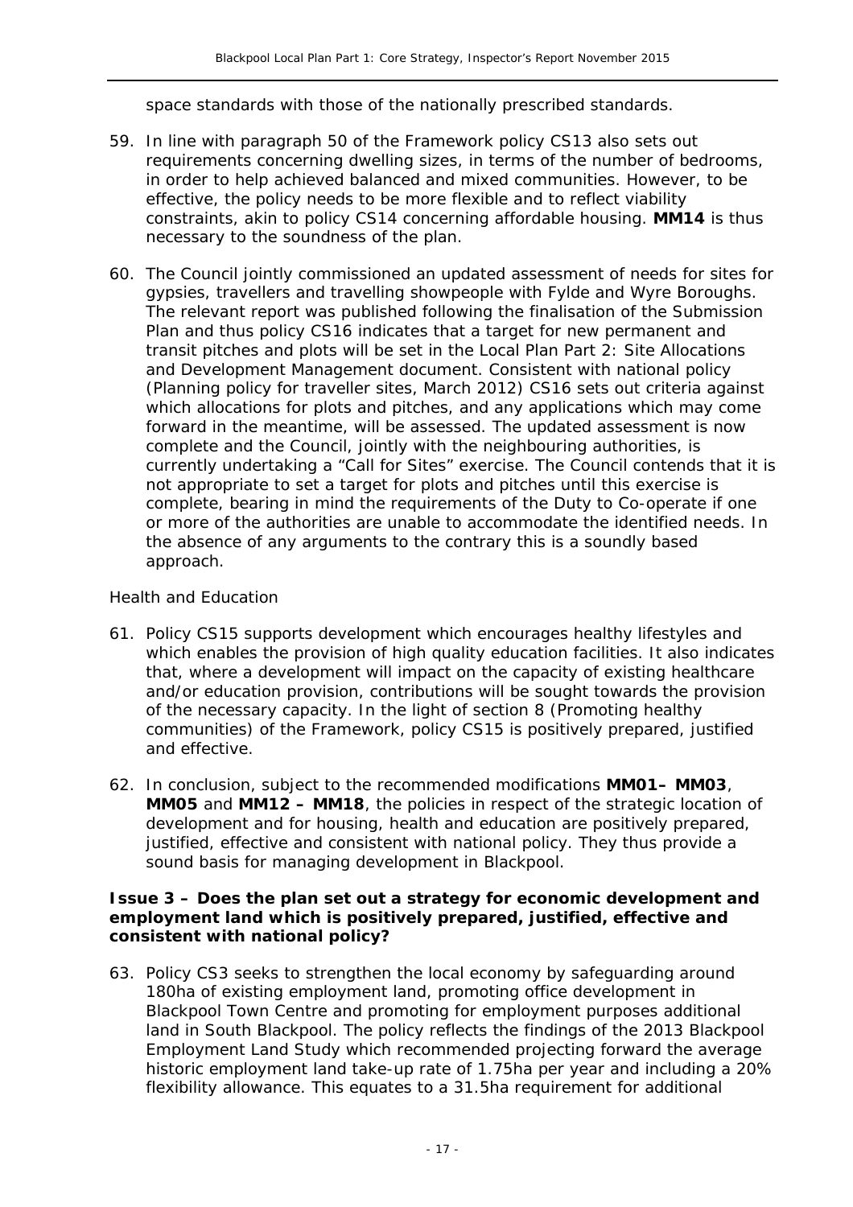space standards with those of the nationally prescribed standards.

59. In line with paragraph 50 of the Framework policy CS13 also sets out requirements concerning dwelling sizes, in terms of the number of bedrooms, in order to help achieved balanced and mixed communities. However, to be effective, the policy needs to be more flexible and to reflect viability constraints, akin to policy CS14 concerning affordable housing. **MM14** is thus necessary to the soundness of the plan.

60. The Council jointly commissioned an updated assessment of needs for sites for gypsies, travellers and travelling showpeople with Fylde and Wyre Boroughs. The relevant report was published following the finalisation of the Submission Plan and thus policy CS16 indicates that a target for new permanent and transit pitches and plots will be set in the Local Plan Part 2: Site Allocations and Development Management document. Consistent with national policy (Planning policy for traveller sites, March 2012) CS16 sets out criteria against which allocations for plots and pitches, and any applications which may come forward in the meantime, will be assessed. The updated assessment is now complete and the Council, jointly with the neighbouring authorities, is currently undertaking a "Call for Sites" exercise. The Council contends that it is not appropriate to set a target for plots and pitches until this exercise is complete, bearing in mind the requirements of the Duty to Co-operate if one or more of the authorities are unable to accommodate the identified needs. In the absence of any arguments to the contrary this is a soundly based approach.

*Health and Education*

61. Policy CS15 supports development which encourages healthy lifestyles and which enables the provision of high quality education facilities. It also indicates that, where a development will impact on the capacity of existing healthcare and/or education provision, contributions will be sought towards the provision of the necessary capacity. In the light of section 8 (Promoting healthy communities) of the Framework, policy CS15 is positively prepared, justified and effective.

62. In conclusion, subject to the recommended modifications **MM01– MM03**, **MM05** and **MM12 – MM18**, the policies in respect of the strategic location of development and for housing, health and education are positively prepared, justified, effective and consistent with national policy. They thus provide a sound basis for managing development in Blackpool.

**Issue 3 – Does the plan set out a strategy for economic development and employment land which is positively prepared, justified, effective and consistent with national policy?**

63. Policy CS3 seeks to strengthen the local economy by safeguarding around 180ha of existing employment land, promoting office development in Blackpool Town Centre and promoting for employment purposes additional land in South Blackpool. The policy reflects the findings of the 2013 Blackpool Employment Land Study which recommended projecting forward the average historic employment land take-up rate of 1.75ha per year and including a 20% flexibility allowance. This equates to a 31.5ha requirement for additional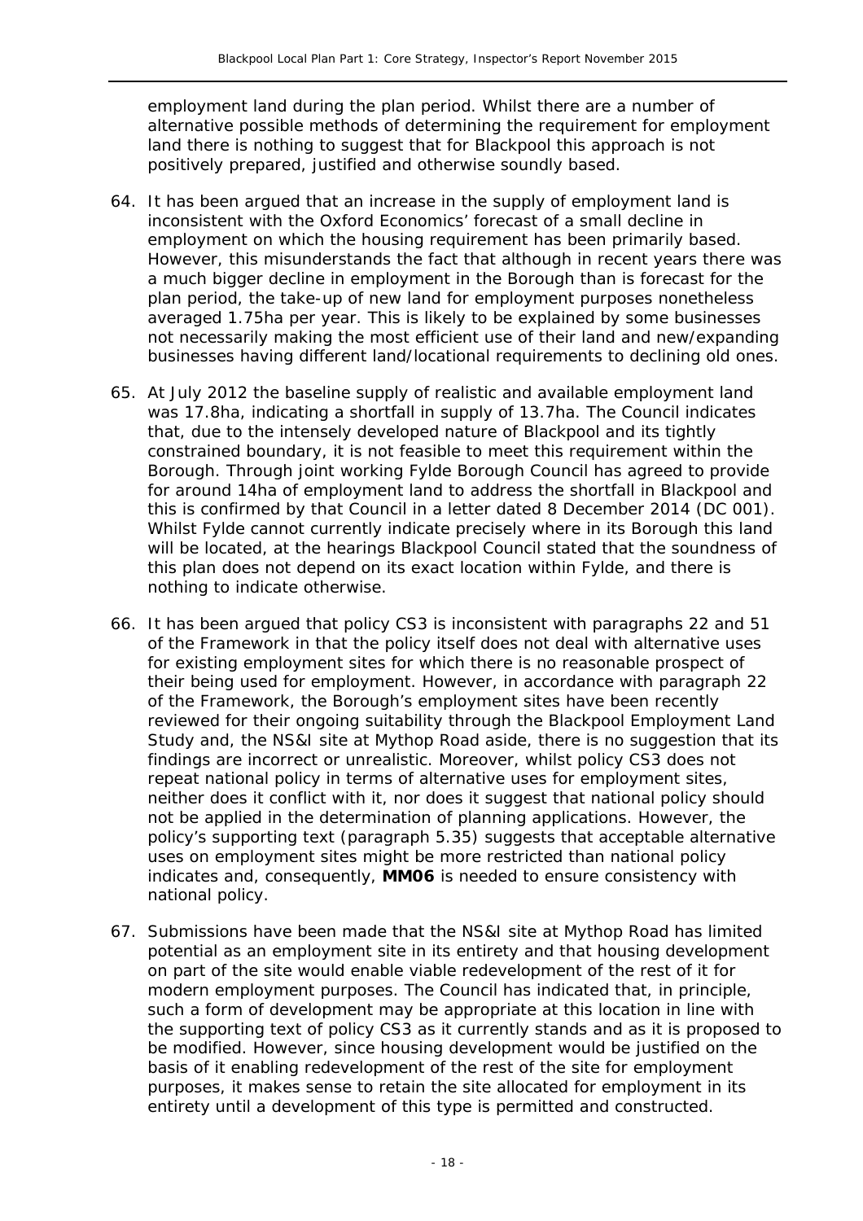employment land during the plan period. Whilst there are a number of alternative possible methods of determining the requirement for employment land there is nothing to suggest that for Blackpool this approach is not positively prepared, justified and otherwise soundly based.

64. It has been argued that an increase in the supply of employment land is inconsistent with the Oxford Economics' forecast of a small decline in employment on which the housing requirement has been primarily based. However, this misunderstands the fact that although in recent years there was a much bigger decline in employment in the Borough than is forecast for the plan period, the take-up of new land for employment purposes nonetheless averaged 1.75ha per year. This is likely to be explained by some businesses not necessarily making the most efficient use of their land and new/expanding businesses having different land/locational requirements to declining old ones.

65. At July 2012 the baseline supply of realistic and available employment land was 17.8ha, indicating a shortfall in supply of 13.7ha. The Council indicates that, due to the intensely developed nature of Blackpool and its tightly constrained boundary, it is not feasible to meet this requirement within the Borough. Through joint working Fylde Borough Council has agreed to provide for around 14ha of employment land to address the shortfall in Blackpool and this is confirmed by that Council in a letter dated 8 December 2014 (DC 001). Whilst Fylde cannot currently indicate precisely where in its Borough this land will be located, at the hearings Blackpool Council stated that the soundness of this plan does not depend on its exact location within Fylde, and there is nothing to indicate otherwise.

66. It has been argued that policy CS3 is inconsistent with paragraphs 22 and 51 of the Framework in that the policy itself does not deal with alternative uses for existing employment sites for which there is no reasonable prospect of their being used for employment. However, in accordance with paragraph 22 of the Framework, the Borough's employment sites have been recently reviewed for their ongoing suitability through the Blackpool Employment Land Study and, the NS&I site at Mythop Road aside, there is no suggestion that its findings are incorrect or unrealistic. Moreover, whilst policy CS3 does not repeat national policy in terms of alternative uses for employment sites, neither does it conflict with it, nor does it suggest that national policy should not be applied in the determination of planning applications. However, the policy's supporting text (paragraph 5.35) suggests that acceptable alternative uses on employment sites might be more restricted than national policy indicates and, consequently, **MM06** is needed to ensure consistency with national policy.

67. Submissions have been made that the NS&I site at Mythop Road has limited potential as an employment site in its entirety and that housing development on part of the site would enable viable redevelopment of the rest of it for modern employment purposes. The Council has indicated that, in principle, such a form of development may be appropriate at this location in line with the supporting text of policy CS3 as it currently stands and as it is proposed to be modified. However, since housing development would be justified on the basis of it enabling redevelopment of the rest of the site for employment purposes, it makes sense to retain the site allocated for employment in its entirety until a development of this type is permitted and constructed.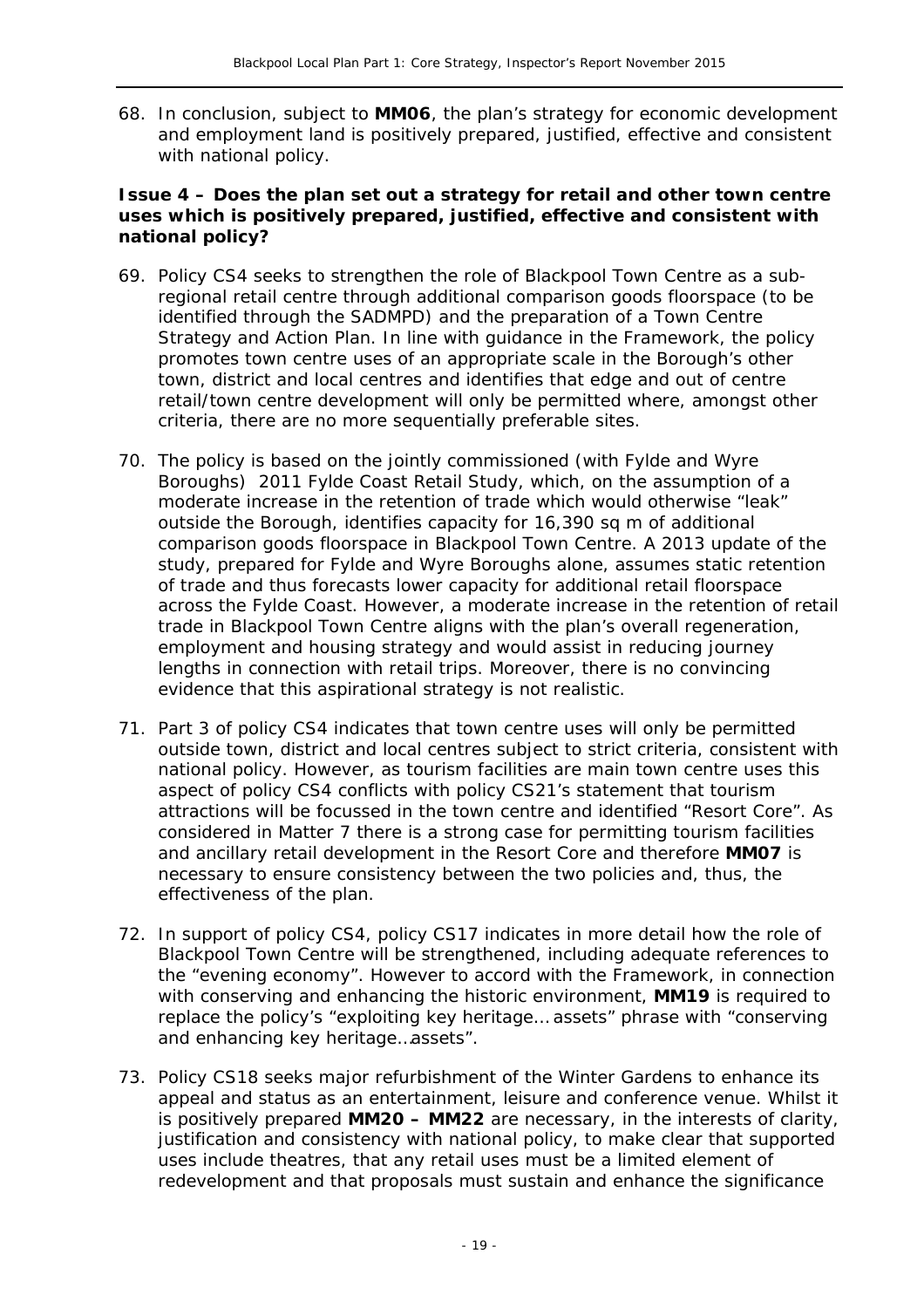68. In conclusion, subject to **MM06**, the plan's strategy for economic development and employment land is positively prepared, justified, effective and consistent with national policy.

**Issue 4 – Does the plan set out a strategy for retail and other town centre uses which is positively prepared, justified, effective and consistent with national policy?**

69. Policy CS4 seeks to strengthen the role of Blackpool Town Centre as a sub-regional retail centre through additional comparison goods floorspace (to be identified through the SADMPD) and the preparation of a Town Centre Strategy and Action Plan. In line with guidance in the Framework, the policy promotes town centre uses of an appropriate scale in the Borough's other town, district and local centres and identifies that edge and out of centre retail/town centre development will only be permitted where, amongst other criteria, there are no more sequentially preferable sites.

70. The policy is based on the jointly commissioned (with Fylde and Wyre Boroughs) 2011 Fylde Coast Retail Study, which, on the assumption of a moderate increase in the retention of trade which would otherwise "leak" outside the Borough, identifies capacity for 16,390 sq m of additional comparison goods floorspace in Blackpool Town Centre. A 2013 update of the study, prepared for Fylde and Wyre Boroughs alone, assumes static retention of trade and thus forecasts lower capacity for additional retail floorspace across the Fylde Coast. However, a moderate increase in the retention of retail trade in Blackpool Town Centre aligns with the plan's overall regeneration, employment and housing strategy and would assist in reducing journey lengths in connection with retail trips. Moreover, there is no convincing evidence that this aspirational strategy is not realistic.

71. Part 3 of policy CS4 indicates that town centre uses will only be permitted outside town, district and local centres subject to strict criteria, consistent with national policy. However, as tourism facilities are main town centre uses this aspect of policy CS4 conflicts with policy CS21's statement that tourism attractions will be focussed in the town centre and identified "Resort Core". As considered in Matter 7 there is a strong case for permitting tourism facilities and ancillary retail development in the Resort Core and therefore **MM07** is necessary to ensure consistency between the two policies and, thus, the effectiveness of the plan.

72. In support of policy CS4, policy CS17 indicates in more detail how the role of Blackpool Town Centre will be strengthened, including adequate references to the "evening economy". However to accord with the Framework, in connection with conserving and enhancing the historic environment, **MM19** is required to replace the policy's "exploiting key heritage… assets" phrase with "conserving and enhancing key heritage…assets".

73. Policy CS18 seeks major refurbishment of the Winter Gardens to enhance its appeal and status as an entertainment, leisure and conference venue. Whilst it is positively prepared **MM20 – MM22** are necessary, in the interests of clarity, justification and consistency with national policy, to make clear that supported uses include theatres, that any retail uses must be a limited element of redevelopment and that proposals must sustain and enhance the significance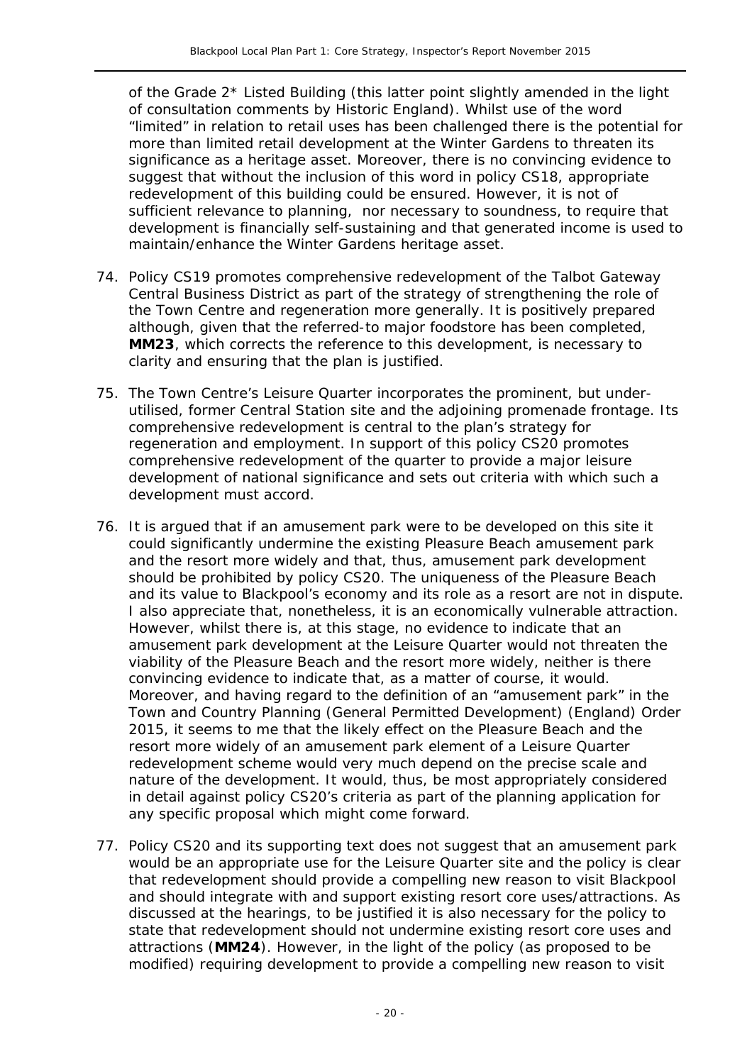of the Grade 2* Listed Building (this latter point slightly amended in the light of consultation comments by Historic England). Whilst use of the word "limited" in relation to retail uses has been challenged there is the potential for more than limited retail development at the Winter Gardens to threaten its significance as a heritage asset. Moreover, there is no convincing evidence to suggest that without the inclusion of this word in policy CS18, appropriate redevelopment of this building could be ensured. However, it is not of sufficient relevance to planning, nor necessary to soundness, to require that development is financially self-sustaining and that generated income is used to maintain/enhance the Winter Gardens heritage asset.

74. Policy CS19 promotes comprehensive redevelopment of the Talbot Gateway Central Business District as part of the strategy of strengthening the role of the Town Centre and regeneration more generally. It is positively prepared although, given that the referred-to major foodstore has been completed, **MM23**, which corrects the reference to this development, is necessary to clarity and ensuring that the plan is justified.

75. The Town Centre's Leisure Quarter incorporates the prominent, but under-utilised, former Central Station site and the adjoining promenade frontage. Its comprehensive redevelopment is central to the plan's strategy for regeneration and employment. In support of this policy CS20 promotes comprehensive redevelopment of the quarter to provide a major leisure development of national significance and sets out criteria with which such a development must accord.

76. It is argued that if an amusement park were to be developed on this site it could significantly undermine the existing Pleasure Beach amusement park and the resort more widely and that, thus, amusement park development should be prohibited by policy CS20. The uniqueness of the Pleasure Beach and its value to Blackpool's economy and its role as a resort are not in dispute. I also appreciate that, nonetheless, it is an economically vulnerable attraction. However, whilst there is, at this stage, no evidence to indicate that an amusement park development at the Leisure Quarter would not threaten the viability of the Pleasure Beach and the resort more widely, neither is there convincing evidence to indicate that, as a matter of course, it would. Moreover, and having regard to the definition of an "amusement park" in the Town and Country Planning (General Permitted Development) (England) Order 2015, it seems to me that the likely effect on the Pleasure Beach and the resort more widely of an amusement park element of a Leisure Quarter redevelopment scheme would very much depend on the precise scale and nature of the development. It would, thus, be most appropriately considered in detail against policy CS20's criteria as part of the planning application for any specific proposal which might come forward.

77. Policy CS20 and its supporting text does not suggest that an amusement park would be an appropriate use for the Leisure Quarter site and the policy is clear that redevelopment should provide a compelling new reason to visit Blackpool and should integrate with and support existing resort core uses/attractions. As discussed at the hearings, to be justified it is also necessary for the policy to state that redevelopment should not undermine existing resort core uses and attractions (**MM24**). However, in the light of the policy (as proposed to be modified) requiring development to provide a compelling new reason to visit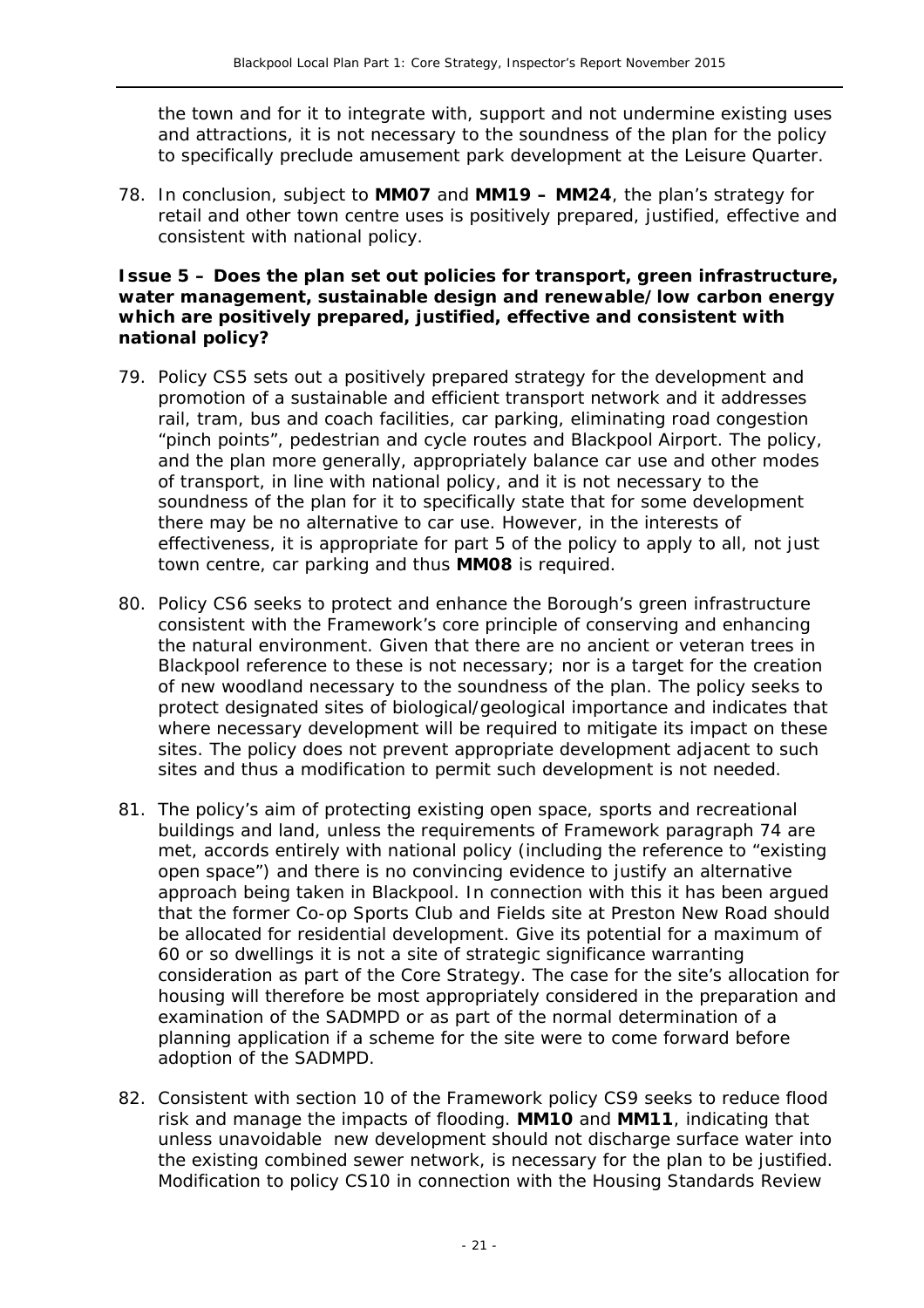the town and for it to integrate with, support and not undermine existing uses and attractions, it is not necessary to the soundness of the plan for the policy to specifically preclude amusement park development at the Leisure Quarter.

78. In conclusion, subject to **MM07** and **MM19 – MM24**, the plan's strategy for retail and other town centre uses is positively prepared, justified, effective and consistent with national policy.

**Issue 5 – Does the plan set out policies for transport, green infrastructure, water management, sustainable design and renewable/low carbon energy which are positively prepared, justified, effective and consistent with national policy?**

79. Policy CS5 sets out a positively prepared strategy for the development and promotion of a sustainable and efficient transport network and it addresses rail, tram, bus and coach facilities, car parking, eliminating road congestion "pinch points", pedestrian and cycle routes and Blackpool Airport. The policy, and the plan more generally, appropriately balance car use and other modes of transport, in line with national policy, and it is not necessary to the soundness of the plan for it to specifically state that for some development there may be no alternative to car use. However, in the interests of effectiveness, it is appropriate for part 5 of the policy to apply to all, not just town centre, car parking and thus **MM08** is required.

80. Policy CS6 seeks to protect and enhance the Borough's green infrastructure consistent with the Framework's core principle of conserving and enhancing the natural environment. Given that there are no ancient or veteran trees in Blackpool reference to these is not necessary; nor is a target for the creation of new woodland necessary to the soundness of the plan. The policy seeks to protect designated sites of biological/geological importance and indicates that where necessary development will be required to mitigate its impact on these sites. The policy does not prevent appropriate development adjacent to such sites and thus a modification to permit such development is not needed.

81. The policy's aim of protecting existing open space, sports and recreational buildings and land, unless the requirements of Framework paragraph 74 are met, accords entirely with national policy (including the reference to "existing open space") and there is no convincing evidence to justify an alternative approach being taken in Blackpool. In connection with this it has been argued that the former Co-op Sports Club and Fields site at Preston New Road should be allocated for residential development. Give its potential for a maximum of 60 or so dwellings it is not a site of strategic significance warranting consideration as part of the Core Strategy. The case for the site's allocation for housing will therefore be most appropriately considered in the preparation and examination of the SADMPD or as part of the normal determination of a planning application if a scheme for the site were to come forward before adoption of the SADMPD.

82. Consistent with section 10 of the Framework policy CS9 seeks to reduce flood risk and manage the impacts of flooding. **MM10** and **MM11**, indicating that unless unavoidable new development should not discharge surface water into the existing combined sewer network, is necessary for the plan to be justified. Modification to policy CS10 in connection with the Housing Standards Review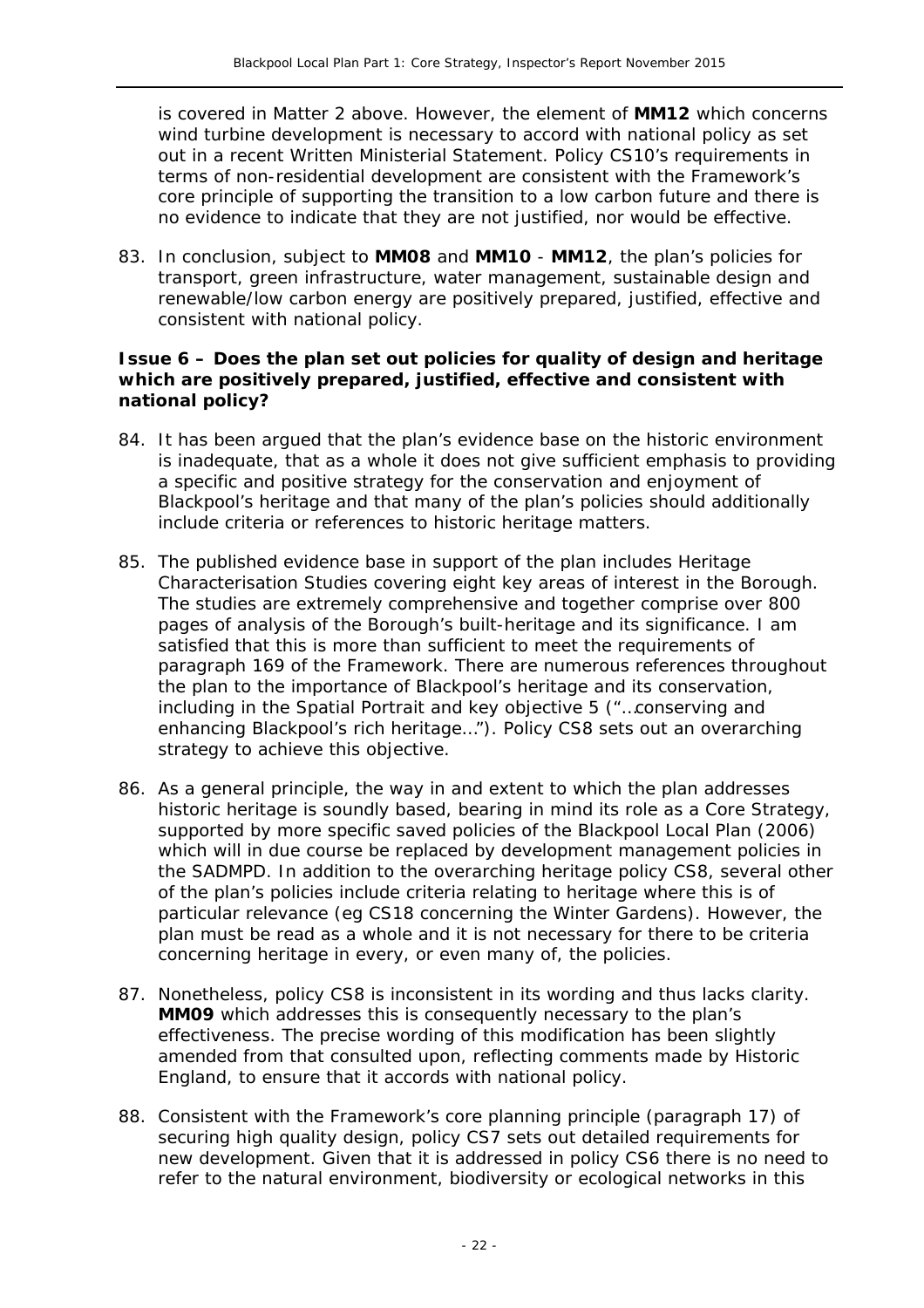is covered in Matter 2 above. However, the element of **MM12** which concerns wind turbine development is necessary to accord with national policy as set out in a recent Written Ministerial Statement. Policy CS10's requirements in terms of non-residential development are consistent with the Framework's core principle of supporting the transition to a low carbon future and there is no evidence to indicate that they are not justified, nor would be effective.

83. In conclusion, subject to **MM08** and **MM10** - **MM12**, the plan's policies for transport, green infrastructure, water management, sustainable design and renewable/low carbon energy are positively prepared, justified, effective and consistent with national policy.

**Issue 6 – Does the plan set out policies for quality of design and heritage which are positively prepared, justified, effective and consistent with national policy?**

84. It has been argued that the plan's evidence base on the historic environment is inadequate, that as a whole it does not give sufficient emphasis to providing a specific and positive strategy for the conservation and enjoyment of Blackpool's heritage and that many of the plan's policies should additionally include criteria or references to historic heritage matters.

85. The published evidence base in support of the plan includes Heritage Characterisation Studies covering eight key areas of interest in the Borough. The studies are extremely comprehensive and together comprise over 800 pages of analysis of the Borough's built-heritage and its significance. I am satisfied that this is more than sufficient to meet the requirements of paragraph 169 of the Framework. There are numerous references throughout the plan to the importance of Blackpool's heritage and its conservation, including in the Spatial Portrait and key objective 5 ("…conserving and enhancing Blackpool's rich heritage…"). Policy CS8 sets out an overarching strategy to achieve this objective.

86. As a general principle, the way in and extent to which the plan addresses historic heritage is soundly based, bearing in mind its role as a Core Strategy, supported by more specific saved policies of the Blackpool Local Plan (2006) which will in due course be replaced by development management policies in the SADMPD. In addition to the overarching heritage policy CS8, several other of the plan's policies include criteria relating to heritage where this is of particular relevance (eg CS18 concerning the Winter Gardens). However, the plan must be read as a whole and it is not necessary for there to be criteria concerning heritage in every, or even many of, the policies.

87. Nonetheless, policy CS8 is inconsistent in its wording and thus lacks clarity. **MM09** which addresses this is consequently necessary to the plan's effectiveness. The precise wording of this modification has been slightly amended from that consulted upon, reflecting comments made by Historic England, to ensure that it accords with national policy.

88. Consistent with the Framework's core planning principle (paragraph 17) of securing high quality design, policy CS7 sets out detailed requirements for new development. Given that it is addressed in policy CS6 there is no need to refer to the natural environment, biodiversity or ecological networks in this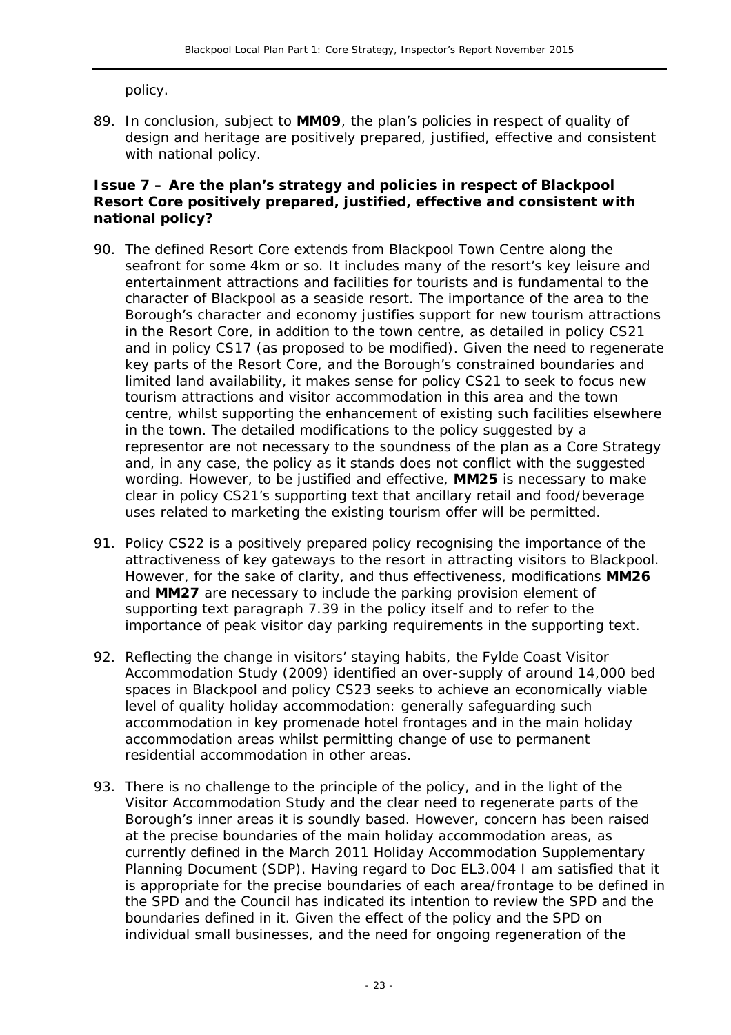policy.

89. In conclusion, subject to **MM09**, the plan's policies in respect of quality of design and heritage are positively prepared, justified, effective and consistent with national policy.

### Issue 7 – Are the plan's strategy and policies in respect of Blackpool Resort Core positively prepared, justified, effective and consistent with national policy?

90. The defined Resort Core extends from Blackpool Town Centre along the seafront for some 4km or so. It includes many of the resort's key leisure and entertainment attractions and facilities for tourists and is fundamental to the character of Blackpool as a seaside resort. The importance of the area to the Borough's character and economy justifies support for new tourism attractions in the Resort Core, in addition to the town centre, as detailed in policy CS21 and in policy CS17 (as proposed to be modified). Given the need to regenerate key parts of the Resort Core, and the Borough's constrained boundaries and limited land availability, it makes sense for policy CS21 to seek to focus new tourism attractions and visitor accommodation in this area and the town centre, whilst supporting the enhancement of existing such facilities elsewhere in the town. The detailed modifications to the policy suggested by a representor are not necessary to the soundness of the plan as a Core Strategy and, in any case, the policy as it stands does not conflict with the suggested wording. However, to be justified and effective, **MM25** is necessary to make clear in policy CS21's supporting text that ancillary retail and food/beverage uses related to marketing the existing tourism offer will be permitted.

91. Policy CS22 is a positively prepared policy recognising the importance of the attractiveness of key gateways to the resort in attracting visitors to Blackpool. However, for the sake of clarity, and thus effectiveness, modifications **MM26** and **MM27** are necessary to include the parking provision element of supporting text paragraph 7.39 in the policy itself and to refer to the importance of peak visitor day parking requirements in the supporting text.

92. Reflecting the change in visitors' staying habits, the Fylde Coast Visitor Accommodation Study (2009) identified an over-supply of around 14,000 bed spaces in Blackpool and policy CS23 seeks to achieve an economically viable level of quality holiday accommodation: generally safeguarding such accommodation in key promenade hotel frontages and in the main holiday accommodation areas whilst permitting change of use to permanent residential accommodation in other areas.

93. There is no challenge to the principle of the policy, and in the light of the Visitor Accommodation Study and the clear need to regenerate parts of the Borough's inner areas it is soundly based. However, concern has been raised at the precise boundaries of the main holiday accommodation areas, as currently defined in the March 2011 Holiday Accommodation Supplementary Planning Document (SDP). Having regard to Doc EL3.004 I am satisfied that it is appropriate for the precise boundaries of each area/frontage to be defined in the SPD and the Council has indicated its intention to review the SPD and the boundaries defined in it. Given the effect of the policy and the SPD on individual small businesses, and the need for ongoing regeneration of the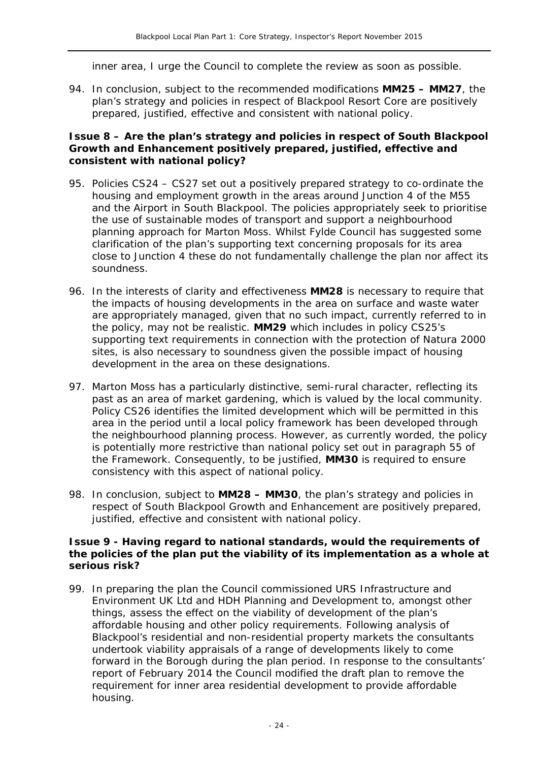inner area, I urge the Council to complete the review as soon as possible.

94. In conclusion, subject to the recommended modifications **MM25 – MM27**, the plan's strategy and policies in respect of Blackpool Resort Core are positively prepared, justified, effective and consistent with national policy.

**Issue 8 – Are the plan's strategy and policies in respect of South Blackpool Growth and Enhancement positively prepared, justified, effective and consistent with national policy?**

95. Policies CS24 – CS27 set out a positively prepared strategy to co-ordinate the housing and employment growth in the areas around Junction 4 of the M55 and the Airport in South Blackpool. The policies appropriately seek to prioritise the use of sustainable modes of transport and support a neighbourhood planning approach for Marton Moss. Whilst Fylde Council has suggested some clarification of the plan's supporting text concerning proposals for its area close to Junction 4 these do not fundamentally challenge the plan nor affect its soundness.

96. In the interests of clarity and effectiveness **MM28** is necessary to require that the impacts of housing developments in the area on surface and waste water are appropriately managed, given that no such impact, currently referred to in the policy, may not be realistic. **MM29** which includes in policy CS25's supporting text requirements in connection with the protection of Natura 2000 sites, is also necessary to soundness given the possible impact of housing development in the area on these designations.

97. Marton Moss has a particularly distinctive, semi-rural character, reflecting its past as an area of market gardening, which is valued by the local community. Policy CS26 identifies the limited development which will be permitted in this area in the period until a local policy framework has been developed through the neighbourhood planning process. However, as currently worded, the policy is potentially more restrictive than national policy set out in paragraph 55 of the Framework. Consequently, to be justified, **MM30** is required to ensure consistency with this aspect of national policy.

98. In conclusion, subject to **MM28 – MM30**, the plan's strategy and policies in respect of South Blackpool Growth and Enhancement are positively prepared, justified, effective and consistent with national policy.

**Issue 9 - Having regard to national standards, would the requirements of the policies of the plan put the viability of its implementation as a whole at serious risk?**

99. In preparing the plan the Council commissioned URS Infrastructure and Environment UK Ltd and HDH Planning and Development to, amongst other things, assess the effect on the viability of development of the plan's affordable housing and other policy requirements. Following analysis of Blackpool's residential and non-residential property markets the consultants undertook viability appraisals of a range of developments likely to come forward in the Borough during the plan period. In response to the consultants' report of February 2014 the Council modified the draft plan to remove the requirement for inner area residential development to provide affordable housing.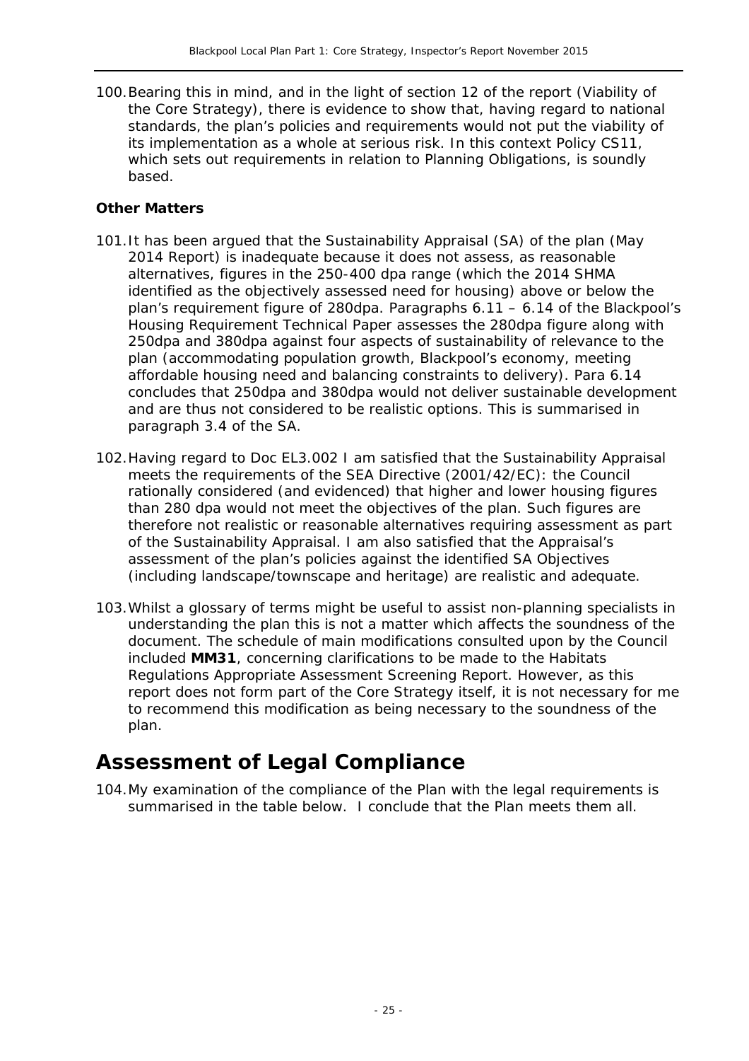100. Bearing this in mind, and in the light of section 12 of the report (Viability of the Core Strategy), there is evidence to show that, having regard to national standards, the plan's policies and requirements would not put the viability of its implementation as a whole at serious risk. In this context Policy CS11, which sets out requirements in relation to Planning Obligations, is soundly based.

**Other Matters**

101. It has been argued that the Sustainability Appraisal (SA) of the plan (May 2014 Report) is inadequate because it does not assess, as reasonable alternatives, figures in the 250-400 dpa range (which the 2014 SHMA identified as the objectively assessed need for housing) above or below the plan's requirement figure of 280dpa. Paragraphs 6.11 – 6.14 of the Blackpool's Housing Requirement Technical Paper assesses the 280dpa figure along with 250dpa and 380dpa against four aspects of sustainability of relevance to the plan (accommodating population growth, Blackpool's economy, meeting affordable housing need and balancing constraints to delivery). Para 6.14 concludes that 250dpa and 380dpa would not deliver sustainable development and are thus not considered to be realistic options. This is summarised in paragraph 3.4 of the SA.

102. Having regard to Doc EL3.002 I am satisfied that the Sustainability Appraisal meets the requirements of the SEA Directive (2001/42/EC): the Council rationally considered (and evidenced) that higher and lower housing figures than 280 dpa would not meet the objectives of the plan. Such figures are therefore not realistic or reasonable alternatives requiring assessment as part of the Sustainability Appraisal. I am also satisfied that the Appraisal's assessment of the plan's policies against the identified SA Objectives (including landscape/townscape and heritage) are realistic and adequate.

103. Whilst a glossary of terms might be useful to assist non-planning specialists in understanding the plan this is not a matter which affects the soundness of the document. The schedule of main modifications consulted upon by the Council included **MM31**, concerning clarifications to be made to the Habitats Regulations Appropriate Assessment Screening Report. However, as this report does not form part of the Core Strategy itself, it is not necessary for me to recommend this modification as being necessary to the soundness of the plan.

# Assessment of Legal Compliance

104. My examination of the compliance of the Plan with the legal requirements is summarised in the table below. I conclude that the Plan meets them all.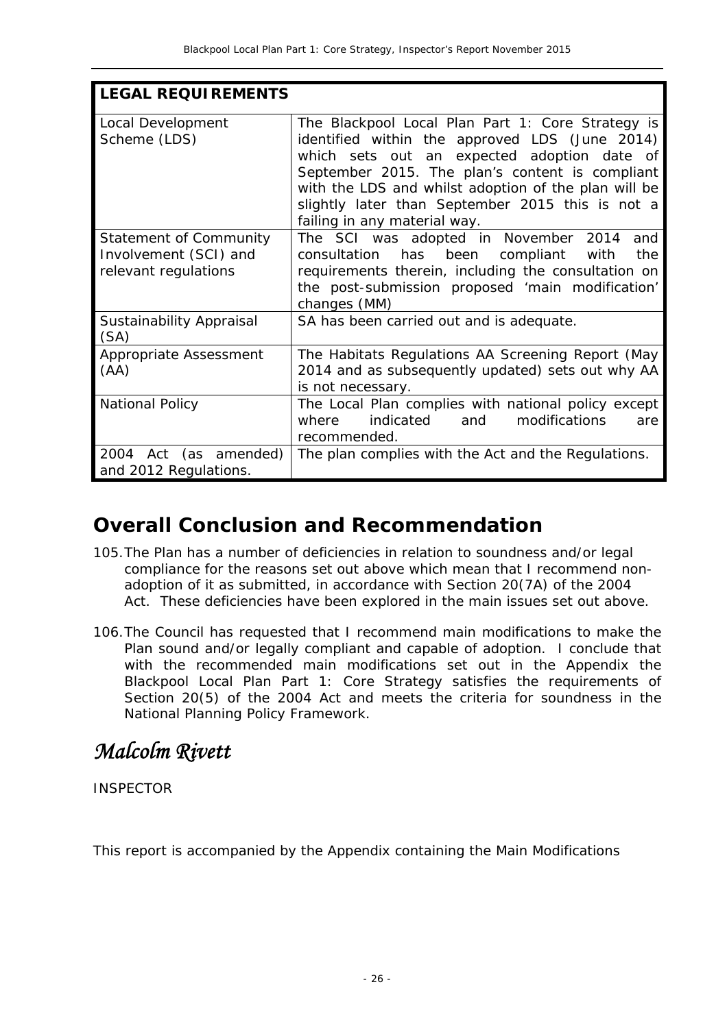| LEGAL REQUIREMENTS | |
| --- | --- |
| Local Development Scheme (LDS) | The Blackpool Local Plan Part 1: Core Strategy is identified within the approved LDS (June 2014) which sets out an expected adoption date of September 2015. The plan's content is compliant with the LDS and whilst adoption of the plan will be slightly later than September 2015 this is not a failing in any material way. |
| Statement of Community Involvement (SCI) and relevant regulations | The SCI was adopted in November 2014 and consultation has been compliant with the requirements therein, including the consultation on the post-submission proposed 'main modification' changes (MM) |
| Sustainability Appraisal (SA) | SA has been carried out and is adequate. |
| Appropriate Assessment (AA) | The Habitats Regulations AA Screening Report (May 2014 and as subsequently updated) sets out why AA is not necessary. |
| National Policy | The Local Plan complies with national policy except where indicated and modifications are recommended. |
| 2004 Act (as amended) and 2012 Regulations. | The plan complies with the Act and the Regulations. |

## Overall Conclusion and Recommendation

105. The Plan has a number of deficiencies in relation to soundness and/or legal compliance for the reasons set out above which mean that I recommend non-adoption of it as submitted, in accordance with Section 20(7A) of the 2004 Act. These deficiencies have been explored in the main issues set out above.

106. The Council has requested that I recommend main modifications to make the Plan sound and/or legally compliant and capable of adoption. I conclude that with the recommended main modifications set out in the Appendix the Blackpool Local Plan Part 1: Core Strategy satisfies the requirements of Section 20(5) of the 2004 Act and meets the criteria for soundness in the National Planning Policy Framework.

*Malcolm Rivett*

INSPECTOR

This report is accompanied by the Appendix containing the Main Modifications